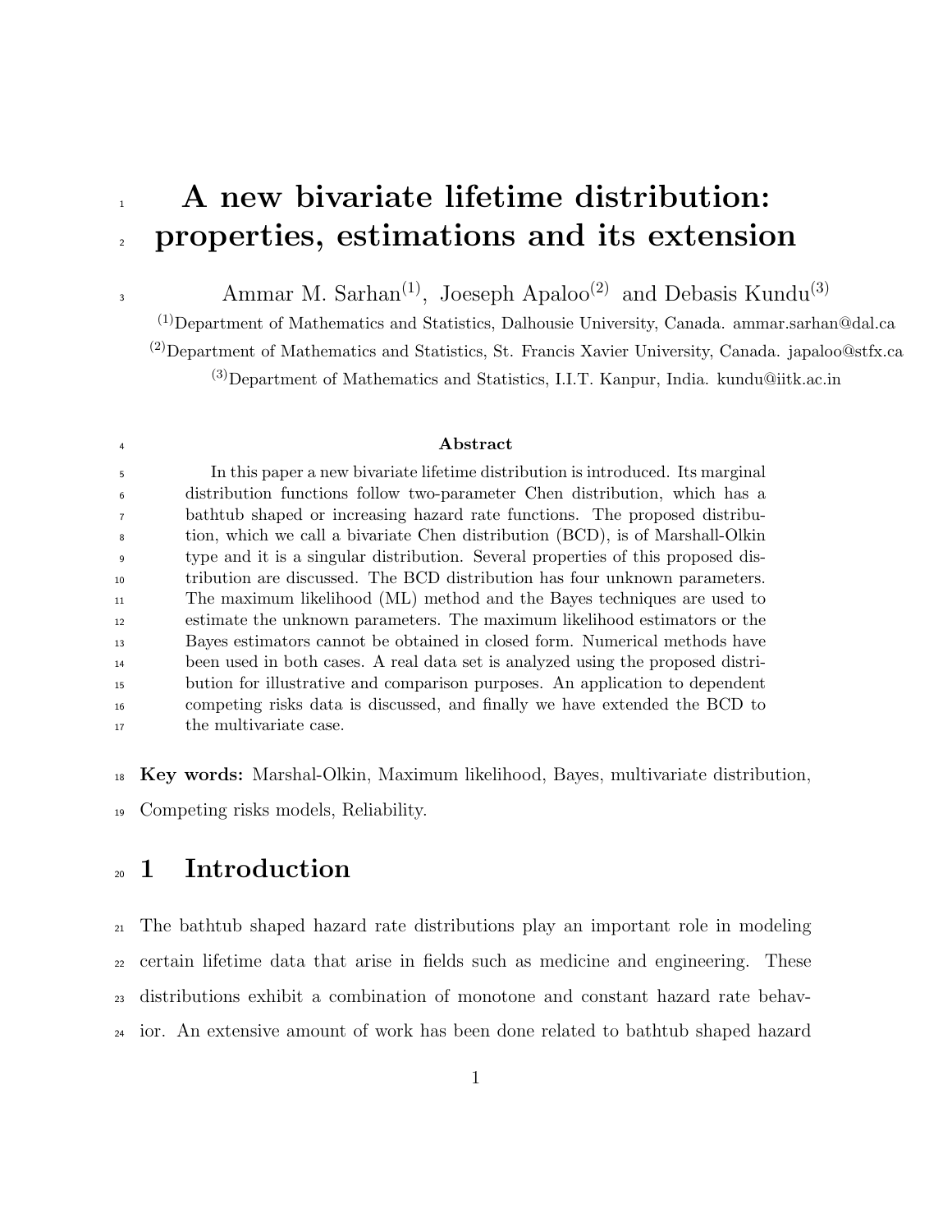# A new bivariate lifetime distribution: properties, estimations and its extension

Ammar M. Sarhan[(1)], Joeseph Apaloo[(2)] and Debasis Kundu[(3)]

[(1)]Department of Mathematics and Statistics, Dalhousie University, Canada. ammar.sarhan@dal.ca

[(2)]Department of Mathematics and Statistics, St. Francis Xavier University, Canada. japaloo@stfx.ca

[(3)]Department of Mathematics and Statistics, I.I.T. Kanpur, India. kundu@iitk.ac.in

**Abstract**

In this paper a new bivariate lifetime distribution is introduced. Its marginal distribution functions follow two-parameter Chen distribution, which has a bathtub shaped or increasing hazard rate functions. The proposed distribution, which we call a bivariate Chen distribution (BCD), is of Marshall-Olkin type and it is a singular distribution. Several properties of this proposed distribution are discussed. The BCD distribution has four unknown parameters. The maximum likelihood (ML) method and the Bayes techniques are used to estimate the unknown parameters. The maximum likelihood estimators or the Bayes estimators cannot be obtained in closed form. Numerical methods have been used in both cases. A real data set is analyzed using the proposed distribution for illustrative and comparison purposes. An application to dependent competing risks data is discussed, and finally we have extended the BCD to the multivariate case.

**Key words:** Marshal-Olkin, Maximum likelihood, Bayes, multivariate distribution, Competing risks models, Reliability.

## 1 Introduction

The bathtub shaped hazard rate distributions play an important role in modeling certain lifetime data that arise in fields such as medicine and engineering. These distributions exhibit a combination of monotone and constant hazard rate behavior. An extensive amount of work has been done related to bathtub shaped hazard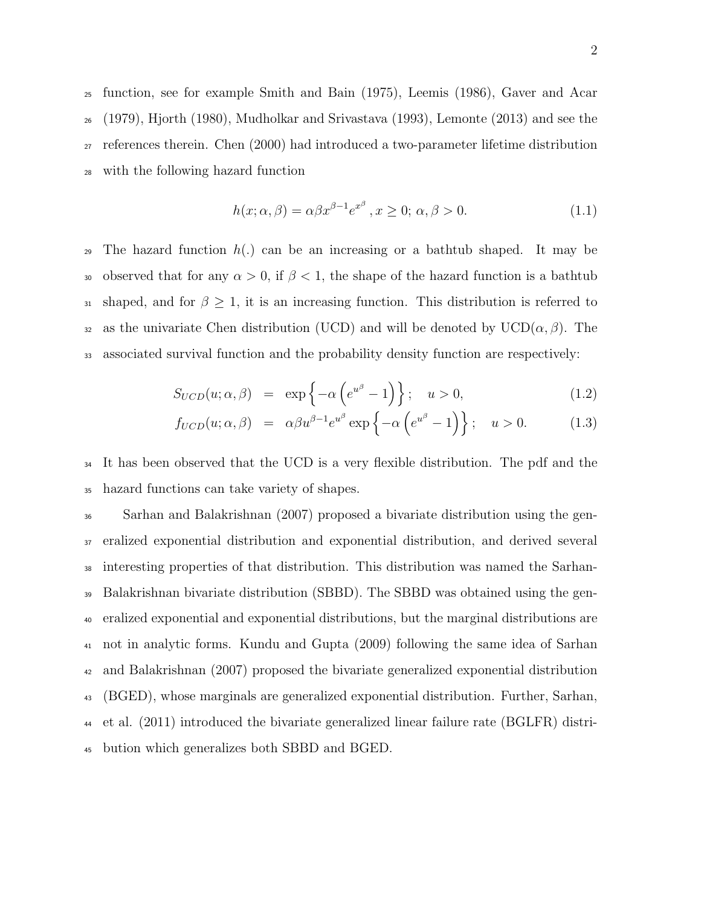function, see for example Smith and Bain (1975), Leemis (1986), Gaver and Acar (1979), Hjorth (1980), Mudholkar and Srivastava (1993), Lemonte (2013) and see the references therein. Chen (2000) had introduced a two-parameter lifetime distribution with the following hazard function

$$h(x;\alpha,\beta) = \alpha\beta x^{\beta-1}e^{x^{\beta}}, x \geq 0; \, \alpha, \beta > 0. \tag{1.1}$$

The hazard function $h(.)$ can be an increasing or a bathtub shaped. It may be observed that for any $\alpha > 0$, if $\beta < 1$, the shape of the hazard function is a bathtub shaped, and for $\beta \geq 1$, it is an increasing function. This distribution is referred to as the univariate Chen distribution (UCD) and will be denoted by UCD$(\alpha, \beta)$. The associated survival function and the probability density function are respectively:

$$S_{UCD}(u;\alpha,\beta) = \exp\left\{-\alpha\left(e^{u^{\beta}} - 1\right)\right\}; \quad u > 0, \tag{1.2}$$

$$f_{UCD}(u;\alpha,\beta) = \alpha\beta u^{\beta-1}e^{u^{\beta}}\exp\left\{-\alpha\left(e^{u^{\beta}} - 1\right)\right\}; \quad u > 0. \tag{1.3}$$

It has been observed that the UCD is a very flexible distribution. The pdf and the hazard functions can take variety of shapes.

Sarhan and Balakrishnan (2007) proposed a bivariate distribution using the generalized exponential distribution and exponential distribution, and derived several interesting properties of that distribution. This distribution was named the Sarhan-Balakrishnan bivariate distribution (SBBD). The SBBD was obtained using the generalized exponential and exponential distributions, but the marginal distributions are not in analytic forms. Kundu and Gupta (2009) following the same idea of Sarhan and Balakrishnan (2007) proposed the bivariate generalized exponential distribution (BGED), whose marginals are generalized exponential distribution. Further, Sarhan, et al. (2011) introduced the bivariate generalized linear failure rate (BGLFR) distribution which generalizes both SBBD and BGED.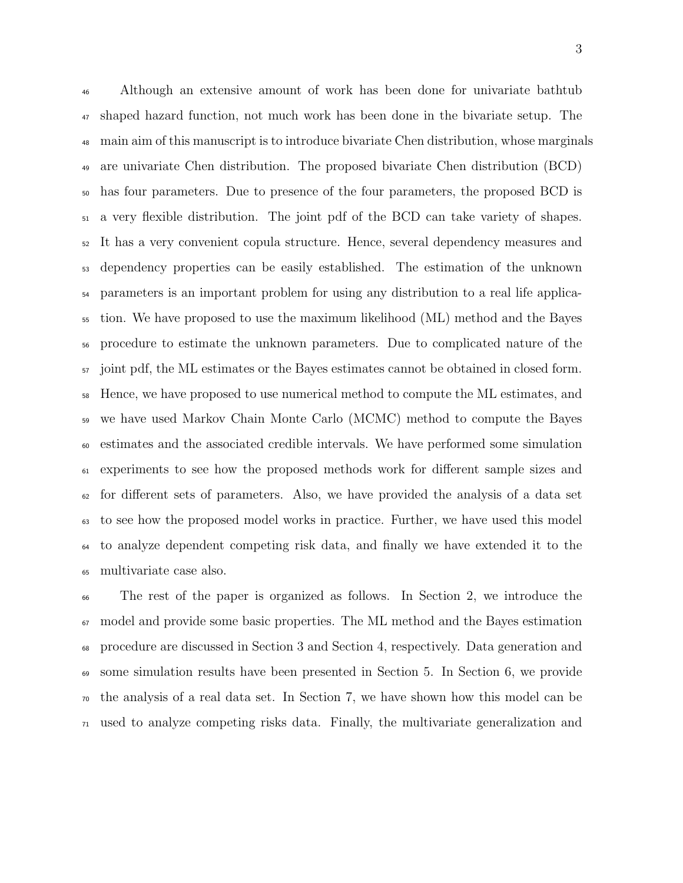Although an extensive amount of work has been done for univariate bathtub shaped hazard function, not much work has been done in the bivariate setup. The main aim of this manuscript is to introduce bivariate Chen distribution, whose marginals are univariate Chen distribution. The proposed bivariate Chen distribution (BCD) has four parameters. Due to presence of the four parameters, the proposed BCD is a very flexible distribution. The joint pdf of the BCD can take variety of shapes. It has a very convenient copula structure. Hence, several dependency measures and dependency properties can be easily established. The estimation of the unknown parameters is an important problem for using any distribution to a real life application. We have proposed to use the maximum likelihood (ML) method and the Bayes procedure to estimate the unknown parameters. Due to complicated nature of the joint pdf, the ML estimates or the Bayes estimates cannot be obtained in closed form. Hence, we have proposed to use numerical method to compute the ML estimates, and we have used Markov Chain Monte Carlo (MCMC) method to compute the Bayes estimates and the associated credible intervals. We have performed some simulation experiments to see how the proposed methods work for different sample sizes and for different sets of parameters. Also, we have provided the analysis of a data set to see how the proposed model works in practice. Further, we have used this model to analyze dependent competing risk data, and finally we have extended it to the multivariate case also.

The rest of the paper is organized as follows. In Section 2, we introduce the model and provide some basic properties. The ML method and the Bayes estimation procedure are discussed in Section 3 and Section 4, respectively. Data generation and some simulation results have been presented in Section 5. In Section 6, we provide the analysis of a real data set. In Section 7, we have shown how this model can be used to analyze competing risks data. Finally, the multivariate generalization and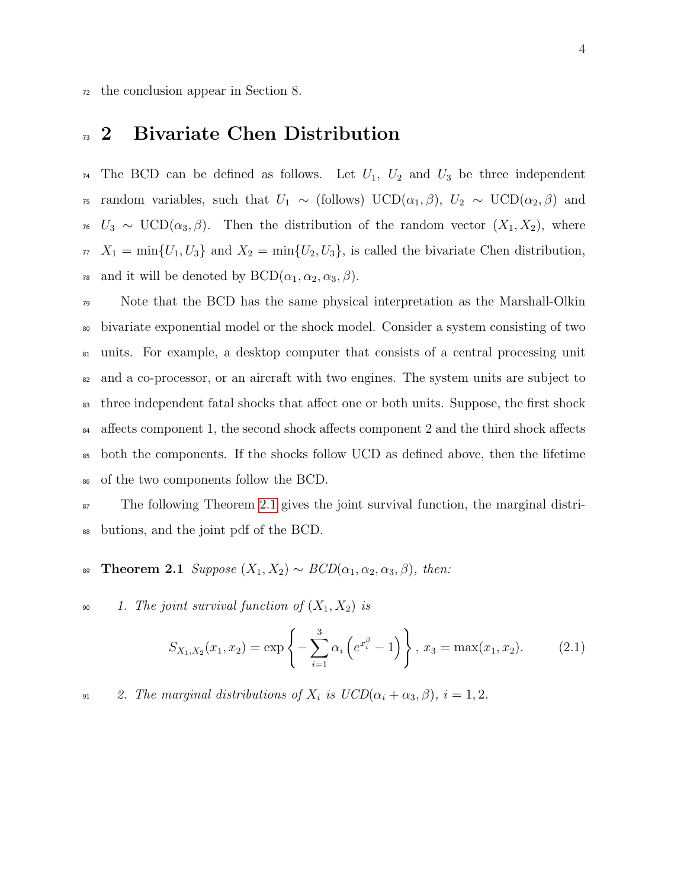the conclusion appear in Section 8.

## 2 Bivariate Chen Distribution

The BCD can be defined as follows. Let $U_1$, $U_2$ and $U_3$ be three independent random variables, such that $U_1 \sim$ (follows) UCD$(\alpha_1, \beta)$, $U_2 \sim$ UCD$(\alpha_2, \beta)$ and $U_3 \sim$ UCD$(\alpha_3, \beta)$. Then the distribution of the random vector $(X_1, X_2)$, where $X_1 = \min\{U_1, U_3\}$ and $X_2 = \min\{U_2, U_3\}$, is called the bivariate Chen distribution, and it will be denoted by BCD$(\alpha_1, \alpha_2, \alpha_3, \beta)$.

Note that the BCD has the same physical interpretation as the Marshall-Olkin bivariate exponential model or the shock model. Consider a system consisting of two units. For example, a desktop computer that consists of a central processing unit and a co-processor, or an aircraft with two engines. The system units are subject to three independent fatal shocks that affect one or both units. Suppose, the first shock affects component 1, the second shock affects component 2 and the third shock affects both the components. If the shocks follow UCD as defined above, then the lifetime of the two components follow the BCD.

The following Theorem 2.1 gives the joint survival function, the marginal distributions, and the joint pdf of the BCD.

**Theorem 2.1** *Suppose $(X_1, X_2) \sim BCD(\alpha_1, \alpha_2, \alpha_3, \beta)$, then:*

1. *The joint survival function of $(X_1, X_2)$ is*

$$S_{X_1,X_2}(x_1, x_2) = \exp\left\{-\sum_{i=1}^{3} \alpha_i \left(e^{x_i^{\beta}} - 1\right)\right\},\; x_3 = \max(x_1, x_2). \tag{2.1}$$

2. *The marginal distributions of $X_i$ is $UCD(\alpha_i + \alpha_3, \beta)$, $i = 1, 2$.*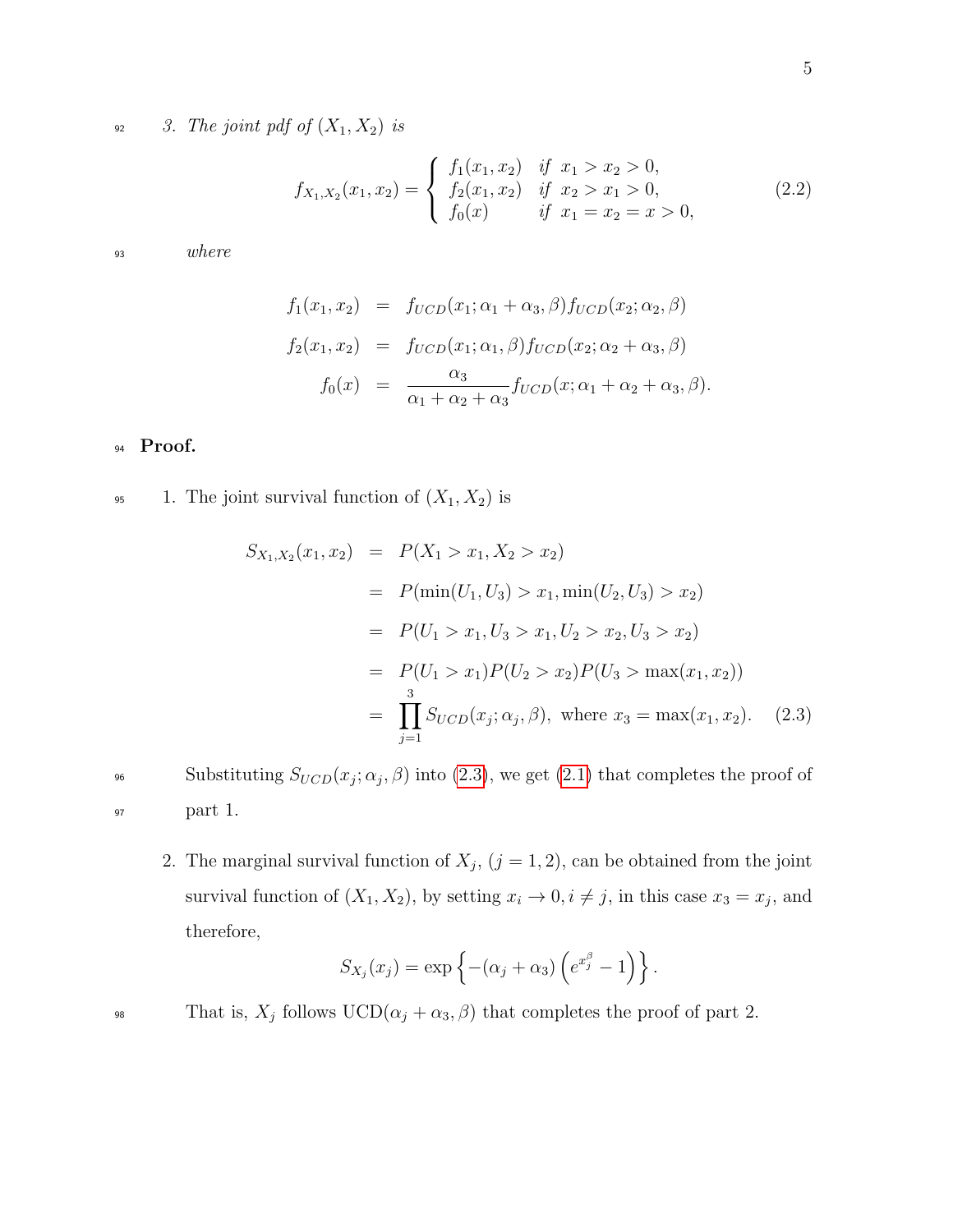3. *The joint pdf of* $(X_1, X_2)$ *is*

$$f_{X_1,X_2}(x_1, x_2) = \begin{cases} f_1(x_1, x_2) & \text{if } x_1 > x_2 > 0, \\ f_2(x_1, x_2) & \text{if } x_2 > x_1 > 0, \\ f_0(x) & \text{if } x_1 = x_2 = x > 0, \end{cases} \tag{2.2}$$

*where*

$$\begin{aligned} f_1(x_1, x_2) &= f_{UCD}(x_1; \alpha_1 + \alpha_3, \beta) f_{UCD}(x_2; \alpha_2, \beta) \\ f_2(x_1, x_2) &= f_{UCD}(x_1; \alpha_1, \beta) f_{UCD}(x_2; \alpha_2 + \alpha_3, \beta) \\ f_0(x) &= \frac{\alpha_3}{\alpha_1 + \alpha_2 + \alpha_3} f_{UCD}(x; \alpha_1 + \alpha_2 + \alpha_3, \beta). \end{aligned}$$

**Proof.**

1. The joint survival function of $(X_1, X_2)$ is

$$\begin{aligned} S_{X_1,X_2}(x_1, x_2) &= P(X_1 > x_1, X_2 > x_2) \\ &= P(\min(U_1, U_3) > x_1, \min(U_2, U_3) > x_2) \\ &= P(U_1 > x_1, U_3 > x_1, U_2 > x_2, U_3 > x_2) \\ &= P(U_1 > x_1) P(U_2 > x_2) P(U_3 > \max(x_1, x_2)) \\ &= \prod_{j=1}^{3} S_{UCD}(x_j; \alpha_j, \beta), \text{ where } x_3 = \max(x_1, x_2). \end{aligned} \tag{2.3}$$

   Substituting $S_{UCD}(x_j; \alpha_j, \beta)$ into (2.3), we get (2.1) that completes the proof of part 1.

2. The marginal survival function of $X_j$, $(j = 1, 2)$, can be obtained from the joint survival function of $(X_1, X_2)$, by setting $x_i \to 0, i \neq j$, in this case $x_3 = x_j$, and therefore,

$$S_{X_j}(x_j) = \exp\left\{-(\alpha_j + \alpha_3)\left(e^{x_j^\beta} - 1\right)\right\}.$$

   That is, $X_j$ follows UCD$(\alpha_j + \alpha_3, \beta)$ that completes the proof of part 2.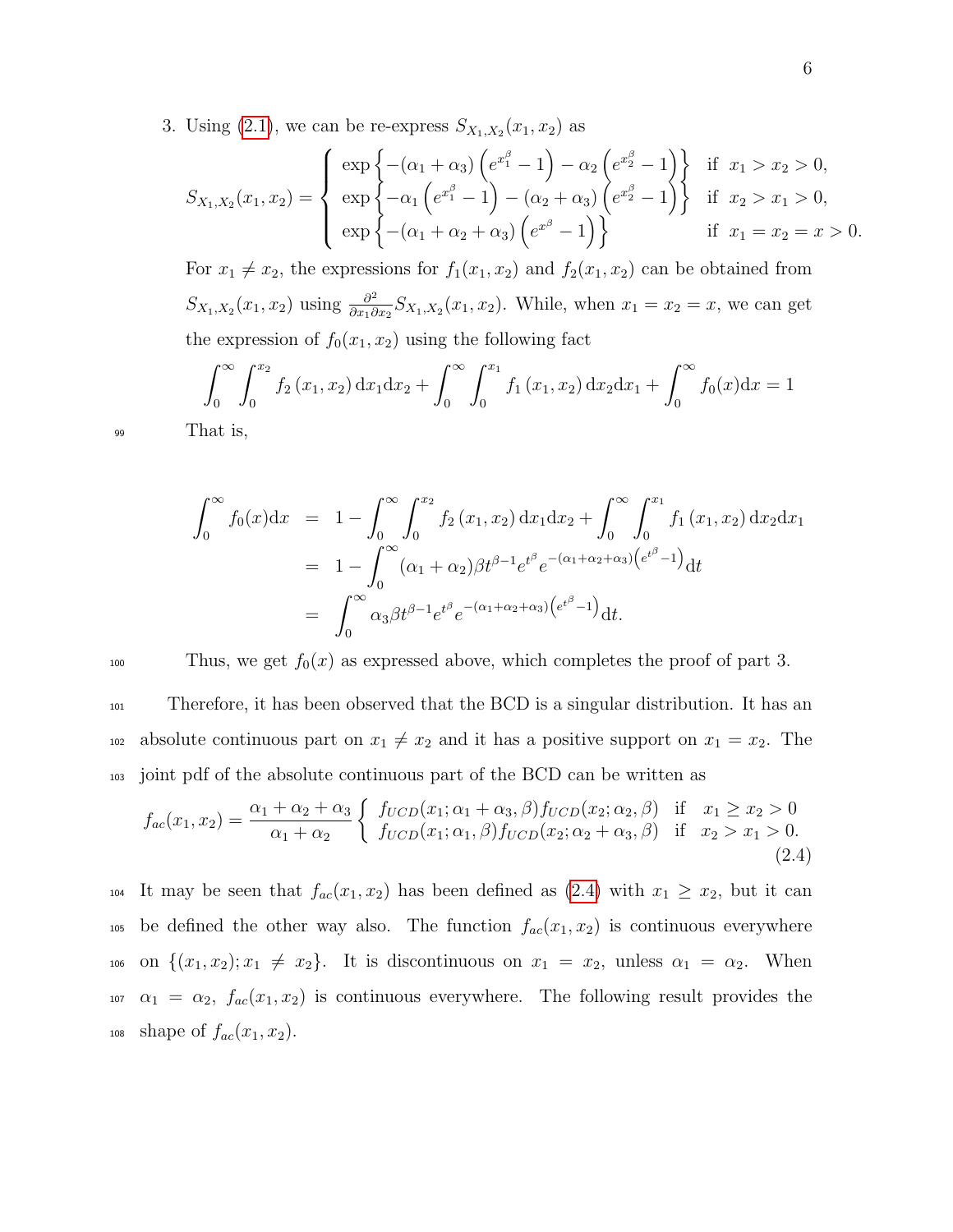3. Using (2.1), we can be re-express $S_{X_1,X_2}(x_1,x_2)$ as

$$
S_{X_1,X_2}(x_1,x_2) = \begin{cases} \exp\left\{-(\alpha_1+\alpha_3)\left(e^{x_1^\beta}-1\right)-\alpha_2\left(e^{x_2^\beta}-1\right)\right\} & \text{if } x_1 > x_2 > 0, \\ \exp\left\{-\alpha_1\left(e^{x_1^\beta}-1\right)-(\alpha_2+\alpha_3)\left(e^{x_2^\beta}-1\right)\right\} & \text{if } x_2 > x_1 > 0, \\ \exp\left\{-(\alpha_1+\alpha_2+\alpha_3)\left(e^{x^\beta}-1\right)\right\} & \text{if } x_1 = x_2 = x > 0. \end{cases}
$$

For $x_1 \neq x_2$, the expressions for $f_1(x_1,x_2)$ and $f_2(x_1,x_2)$ can be obtained from $S_{X_1,X_2}(x_1,x_2)$ using $\frac{\partial^2}{\partial x_1 \partial x_2} S_{X_1,X_2}(x_1,x_2)$. While, when $x_1 = x_2 = x$, we can get the expression of $f_0(x_1,x_2)$ using the following fact

$$
\int_0^\infty \int_0^{x_2} f_2(x_1,x_2)\,\mathrm{d}x_1\mathrm{d}x_2 + \int_0^\infty \int_0^{x_1} f_1(x_1,x_2)\,\mathrm{d}x_2\mathrm{d}x_1 + \int_0^\infty f_0(x)\mathrm{d}x = 1
$$

That is,

$$
\begin{aligned}
\int_0^\infty f_0(x)\mathrm{d}x &= 1 - \int_0^\infty \int_0^{x_2} f_2(x_1,x_2)\,\mathrm{d}x_1\mathrm{d}x_2 + \int_0^\infty \int_0^{x_1} f_1(x_1,x_2)\,\mathrm{d}x_2\mathrm{d}x_1 \\
&= 1 - \int_0^\infty (\alpha_1+\alpha_2)\beta t^{\beta-1} e^{t^\beta} e^{-(\alpha_1+\alpha_2+\alpha_3)\left(e^{t^\beta}-1\right)}\mathrm{d}t \\
&= \int_0^\infty \alpha_3 \beta t^{\beta-1} e^{t^\beta} e^{-(\alpha_1+\alpha_2+\alpha_3)\left(e^{t^\beta}-1\right)}\mathrm{d}t.
\end{aligned}
$$

Thus, we get $f_0(x)$ as expressed above, which completes the proof of part 3.

Therefore, it has been observed that the BCD is a singular distribution. It has an absolute continuous part on $x_1 \neq x_2$ and it has a positive support on $x_1 = x_2$. The joint pdf of the absolute continuous part of the BCD can be written as

$$
f_{ac}(x_1,x_2) = \frac{\alpha_1+\alpha_2+\alpha_3}{\alpha_1+\alpha_2} \begin{cases} f_{UCD}(x_1;\alpha_1+\alpha_3,\beta) f_{UCD}(x_2;\alpha_2,\beta) & \text{if } \ x_1 \geq x_2 > 0 \\ f_{UCD}(x_1;\alpha_1,\beta) f_{UCD}(x_2;\alpha_2+\alpha_3,\beta) & \text{if } \ x_2 > x_1 > 0. \end{cases} \tag{2.4}
$$

It may be seen that $f_{ac}(x_1,x_2)$ has been defined as (2.4) with $x_1 \geq x_2$, but it can be defined the other way also. The function $f_{ac}(x_1,x_2)$ is continuous everywhere on $\{(x_1,x_2); x_1 \neq x_2\}$. It is discontinuous on $x_1 = x_2$, unless $\alpha_1 = \alpha_2$. When $\alpha_1 = \alpha_2$, $f_{ac}(x_1,x_2)$ is continuous everywhere. The following result provides the shape of $f_{ac}(x_1,x_2)$.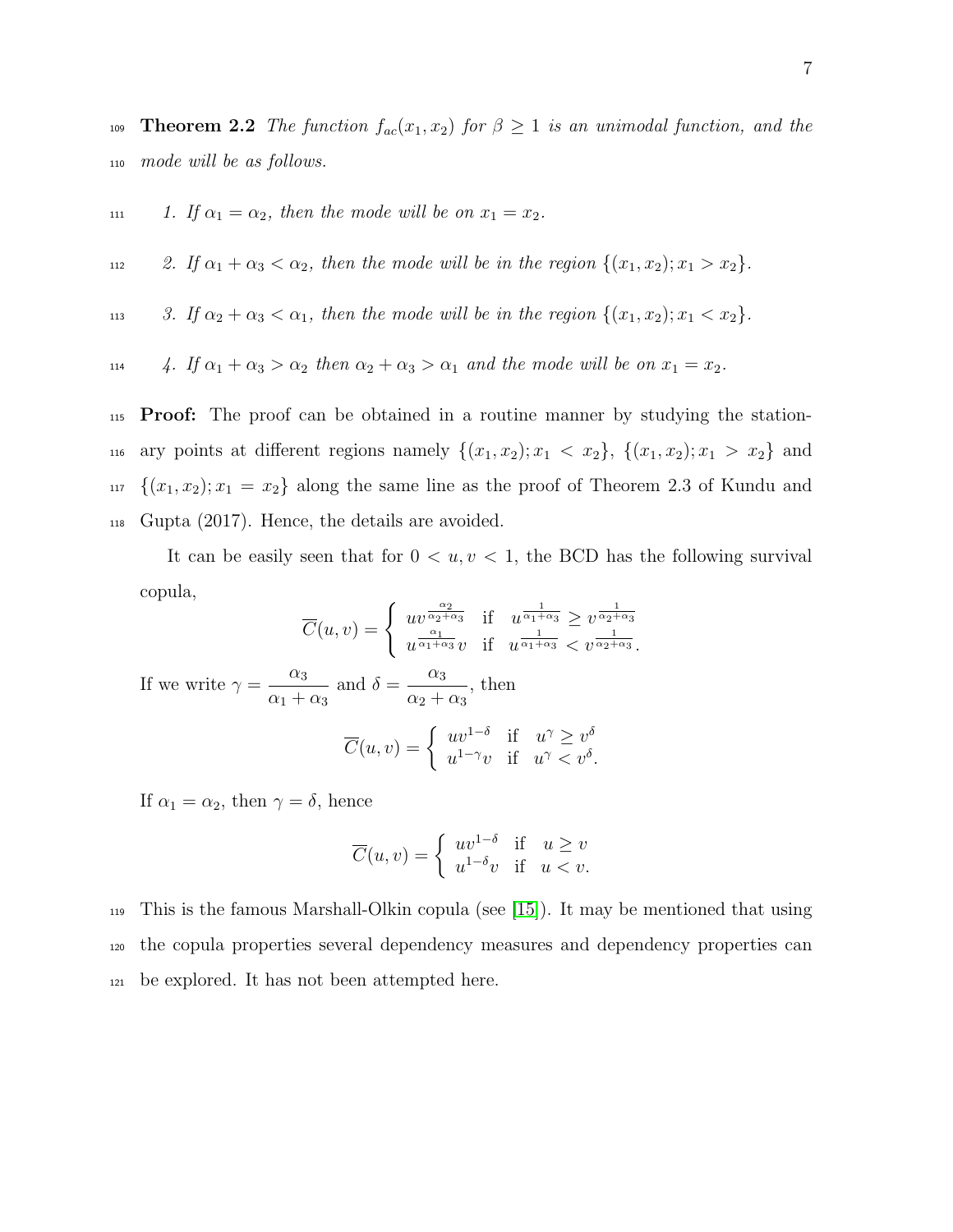**Theorem 2.2** *The function $f_{ac}(x_1, x_2)$ for $\beta \geq 1$ is an unimodal function, and the mode will be as follows.*

1. *If $\alpha_1 = \alpha_2$, then the mode will be on $x_1 = x_2$.*

2. *If $\alpha_1 + \alpha_3 < \alpha_2$, then the mode will be in the region $\{(x_1, x_2); x_1 > x_2\}$.*

3. *If $\alpha_2 + \alpha_3 < \alpha_1$, then the mode will be in the region $\{(x_1, x_2); x_1 < x_2\}$.*

4. *If $\alpha_1 + \alpha_3 > \alpha_2$ then $\alpha_2 + \alpha_3 > \alpha_1$ and the mode will be on $x_1 = x_2$.*

**Proof:** The proof can be obtained in a routine manner by studying the stationary points at different regions namely $\{(x_1, x_2); x_1 < x_2\}$, $\{(x_1, x_2); x_1 > x_2\}$ and $\{(x_1, x_2); x_1 = x_2\}$ along the same line as the proof of Theorem 2.3 of Kundu and Gupta (2017). Hence, the details are avoided.

It can be easily seen that for $0 < u, v < 1$, the BCD has the following survival copula,

$$\overline{C}(u, v) = \begin{cases} uv^{\frac{\alpha_2}{\alpha_2+\alpha_3}} & \text{if} \quad u^{\frac{1}{\alpha_1+\alpha_3}} \geq v^{\frac{1}{\alpha_2+\alpha_3}} \\ u^{\frac{\alpha_1}{\alpha_1+\alpha_3}} v & \text{if} \quad u^{\frac{1}{\alpha_1+\alpha_3}} < v^{\frac{1}{\alpha_2+\alpha_3}}. \end{cases}$$

If we write $\gamma = \dfrac{\alpha_3}{\alpha_1 + \alpha_3}$ and $\delta = \dfrac{\alpha_3}{\alpha_2 + \alpha_3}$, then

$$\overline{C}(u, v) = \begin{cases} uv^{1-\delta} & \text{if} \quad u^{\gamma} \geq v^{\delta} \\ u^{1-\gamma} v & \text{if} \quad u^{\gamma} < v^{\delta}. \end{cases}$$

If $\alpha_1 = \alpha_2$, then $\gamma = \delta$, hence

$$\overline{C}(u, v) = \begin{cases} uv^{1-\delta} & \text{if} \quad u \geq v \\ u^{1-\delta} v & \text{if} \quad u < v. \end{cases}$$

This is the famous Marshall-Olkin copula (see [15]). It may be mentioned that using the copula properties several dependency measures and dependency properties can be explored. It has not been attempted here.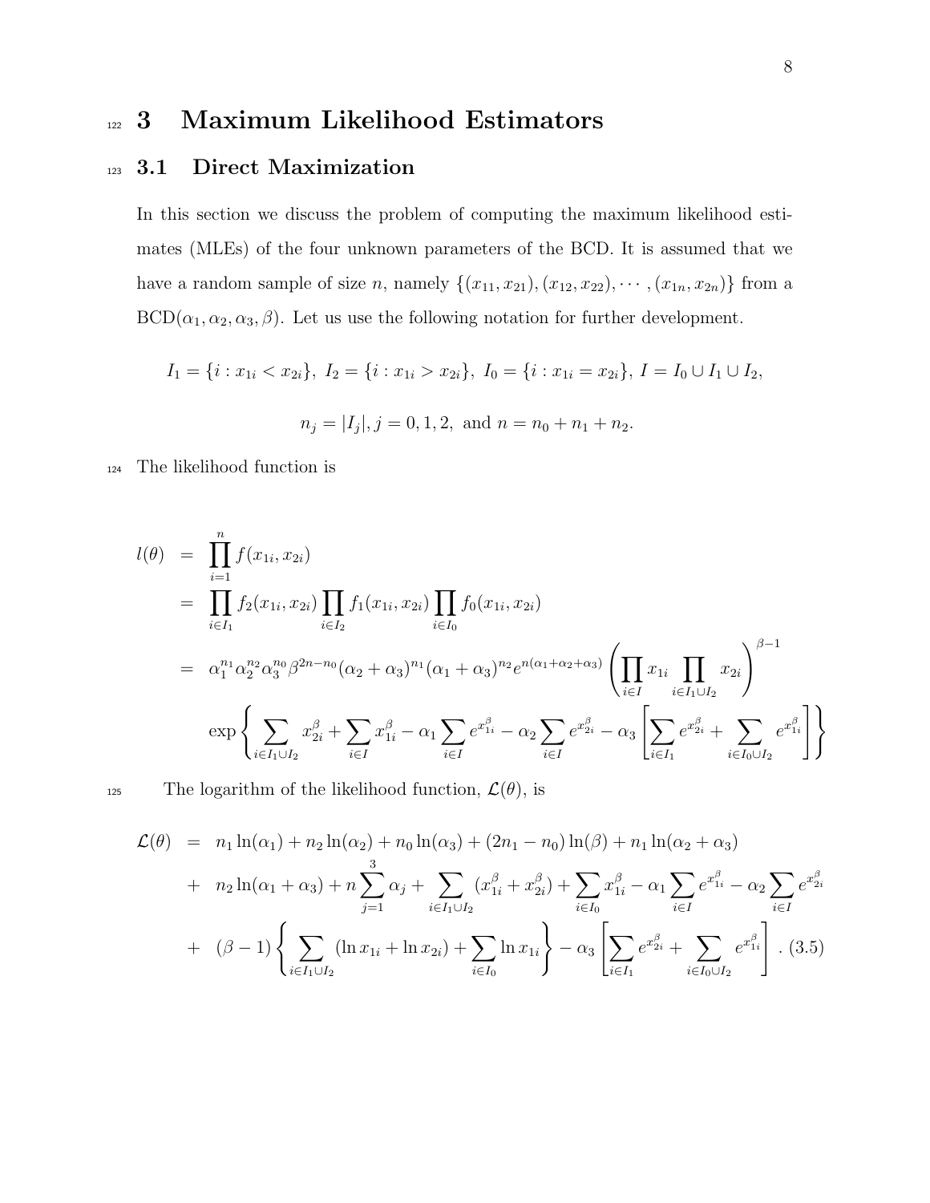# 3 Maximum Likelihood Estimators

## 3.1 Direct Maximization

In this section we discuss the problem of computing the maximum likelihood estimates (MLEs) of the four unknown parameters of the BCD. It is assumed that we have a random sample of size $n$, namely $\{(x_{11}, x_{21}), (x_{12}, x_{22}), \cdots, (x_{1n}, x_{2n})\}$ from a BCD$(\alpha_1, \alpha_2, \alpha_3, \beta)$. Let us use the following notation for further development.

$$I_1 = \{i : x_{1i} < x_{2i}\},\ I_2 = \{i : x_{1i} > x_{2i}\},\ I_0 = \{i : x_{1i} = x_{2i}\},\ I = I_0 \cup I_1 \cup I_2,$$

$$n_j = |I_j|, j = 0, 1, 2, \text{ and } n = n_0 + n_1 + n_2.$$

The likelihood function is

$$\begin{aligned}
l(\theta) &= \prod_{i=1}^{n} f(x_{1i}, x_{2i}) \\
&= \prod_{i \in I_1} f_2(x_{1i}, x_{2i}) \prod_{i \in I_2} f_1(x_{1i}, x_{2i}) \prod_{i \in I_0} f_0(x_{1i}, x_{2i}) \\
&= \alpha_1^{n_1} \alpha_2^{n_2} \alpha_3^{n_0} \beta^{2n - n_0} (\alpha_2 + \alpha_3)^{n_1} (\alpha_1 + \alpha_3)^{n_2} e^{n(\alpha_1 + \alpha_2 + \alpha_3)} \left( \prod_{i \in I} x_{1i} \prod_{i \in I_1 \cup I_2} x_{2i} \right)^{\beta - 1} \\
&\quad \exp\left\{ \sum_{i \in I_1 \cup I_2} x_{2i}^{\beta} + \sum_{i \in I} x_{1i}^{\beta} - \alpha_1 \sum_{i \in I} e^{x_{1i}^{\beta}} - \alpha_2 \sum_{i \in I} e^{x_{2i}^{\beta}} - \alpha_3 \left[ \sum_{i \in I_1} e^{x_{2i}^{\beta}} + \sum_{i \in I_0 \cup I_2} e^{x_{1i}^{\beta}} \right] \right\}
\end{aligned}$$

The logarithm of the likelihood function, $\mathcal{L}(\theta)$, is

$$\begin{aligned}
\mathcal{L}(\theta) &= n_1 \ln(\alpha_1) + n_2 \ln(\alpha_2) + n_0 \ln(\alpha_3) + (2n_1 - n_0) \ln(\beta) + n_1 \ln(\alpha_2 + \alpha_3) \\
&+ n_2 \ln(\alpha_1 + \alpha_3) + n \sum_{j=1}^{3} \alpha_j + \sum_{i \in I_1 \cup I_2} (x_{1i}^{\beta} + x_{2i}^{\beta}) + \sum_{i \in I_0} x_{1i}^{\beta} - \alpha_1 \sum_{i \in I} e^{x_{1i}^{\beta}} - \alpha_2 \sum_{i \in I} e^{x_{2i}^{\beta}} \\
&+ (\beta - 1) \left\{ \sum_{i \in I_1 \cup I_2} (\ln x_{1i} + \ln x_{2i}) + \sum_{i \in I_0} \ln x_{1i} \right\} - \alpha_3 \left[ \sum_{i \in I_1} e^{x_{2i}^{\beta}} + \sum_{i \in I_0 \cup I_2} e^{x_{1i}^{\beta}} \right]. \quad (3.5)
\end{aligned}$$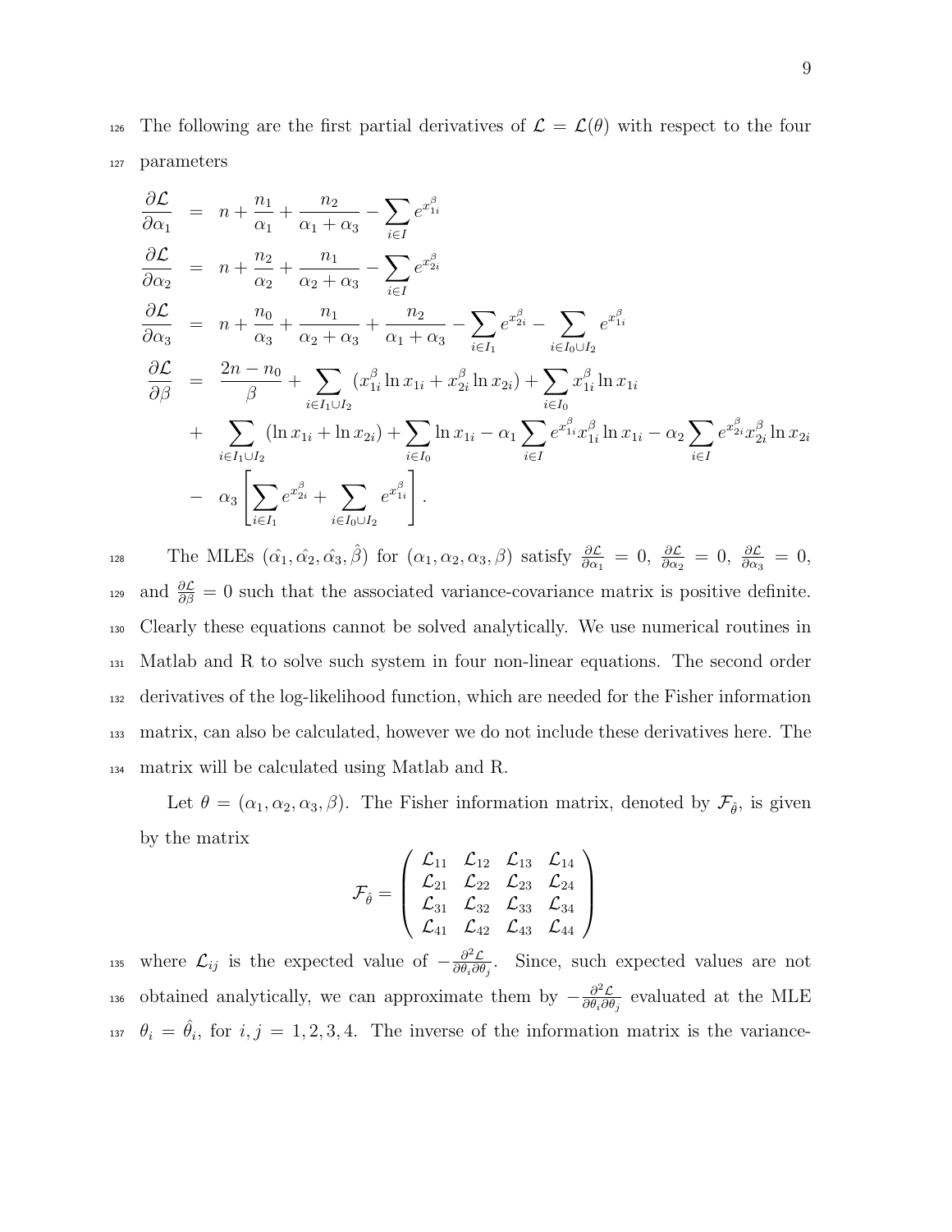The following are the first partial derivatives of $\mathcal{L} = \mathcal{L}(\theta)$ with respect to the four parameters

$$
\begin{aligned}
\frac{\partial \mathcal{L}}{\partial \alpha_1} &= n + \frac{n_1}{\alpha_1} + \frac{n_2}{\alpha_1 + \alpha_3} - \sum_{i \in I} e^{x_{1i}^{\beta}} \\
\frac{\partial \mathcal{L}}{\partial \alpha_2} &= n + \frac{n_2}{\alpha_2} + \frac{n_1}{\alpha_2 + \alpha_3} - \sum_{i \in I} e^{x_{2i}^{\beta}} \\
\frac{\partial \mathcal{L}}{\partial \alpha_3} &= n + \frac{n_0}{\alpha_3} + \frac{n_1}{\alpha_2 + \alpha_3} + \frac{n_2}{\alpha_1 + \alpha_3} - \sum_{i \in I_1} e^{x_{2i}^{\beta}} - \sum_{i \in I_0 \cup I_2} e^{x_{1i}^{\beta}} \\
\frac{\partial \mathcal{L}}{\partial \beta} &= \frac{2n - n_0}{\beta} + \sum_{i \in I_1 \cup I_2} (x_{1i}^{\beta} \ln x_{1i} + x_{2i}^{\beta} \ln x_{2i}) + \sum_{i \in I_0} x_{1i}^{\beta} \ln x_{1i} \\
&+ \sum_{i \in I_1 \cup I_2} (\ln x_{1i} + \ln x_{2i}) + \sum_{i \in I_0} \ln x_{1i} - \alpha_1 \sum_{i \in I} e^{x_{1i}^{\beta}} x_{1i}^{\beta} \ln x_{1i} - \alpha_2 \sum_{i \in I} e^{x_{2i}^{\beta}} x_{2i}^{\beta} \ln x_{2i} \\
&- \alpha_3 \left[ \sum_{i \in I_1} e^{x_{2i}^{\beta}} + \sum_{i \in I_0 \cup I_2} e^{x_{1i}^{\beta}} \right].
\end{aligned}
$$

The MLEs $(\hat{\alpha_1}, \hat{\alpha_2}, \hat{\alpha_3}, \hat{\beta})$ for $(\alpha_1, \alpha_2, \alpha_3, \beta)$ satisfy $\frac{\partial \mathcal{L}}{\partial \alpha_1} = 0$, $\frac{\partial \mathcal{L}}{\partial \alpha_2} = 0$, $\frac{\partial \mathcal{L}}{\partial \alpha_3} = 0$, and $\frac{\partial \mathcal{L}}{\partial \beta} = 0$ such that the associated variance-covariance matrix is positive definite. Clearly these equations cannot be solved analytically. We use numerical routines in Matlab and R to solve such system in four non-linear equations. The second order derivatives of the log-likelihood function, which are needed for the Fisher information matrix, can also be calculated, however we do not include these derivatives here. The matrix will be calculated using Matlab and R.

Let $\theta = (\alpha_1, \alpha_2, \alpha_3, \beta)$. The Fisher information matrix, denoted by $\mathcal{F}_{\hat{\theta}}$, is given by the matrix

$$
\mathcal{F}_{\hat{\theta}} = \begin{pmatrix} \mathcal{L}_{11} & \mathcal{L}_{12} & \mathcal{L}_{13} & \mathcal{L}_{14} \\ \mathcal{L}_{21} & \mathcal{L}_{22} & \mathcal{L}_{23} & \mathcal{L}_{24} \\ \mathcal{L}_{31} & \mathcal{L}_{32} & \mathcal{L}_{33} & \mathcal{L}_{34} \\ \mathcal{L}_{41} & \mathcal{L}_{42} & \mathcal{L}_{43} & \mathcal{L}_{44} \end{pmatrix}
$$

where $\mathcal{L}_{ij}$ is the expected value of $-\frac{\partial^2 \mathcal{L}}{\partial \theta_i \partial \theta_j}$. Since, such expected values are not obtained analytically, we can approximate them by $-\frac{\partial^2 \mathcal{L}}{\partial \theta_i \partial \theta_j}$ evaluated at the MLE $\theta_i = \hat{\theta}_i$, for $i, j = 1, 2, 3, 4$. The inverse of the information matrix is the variance-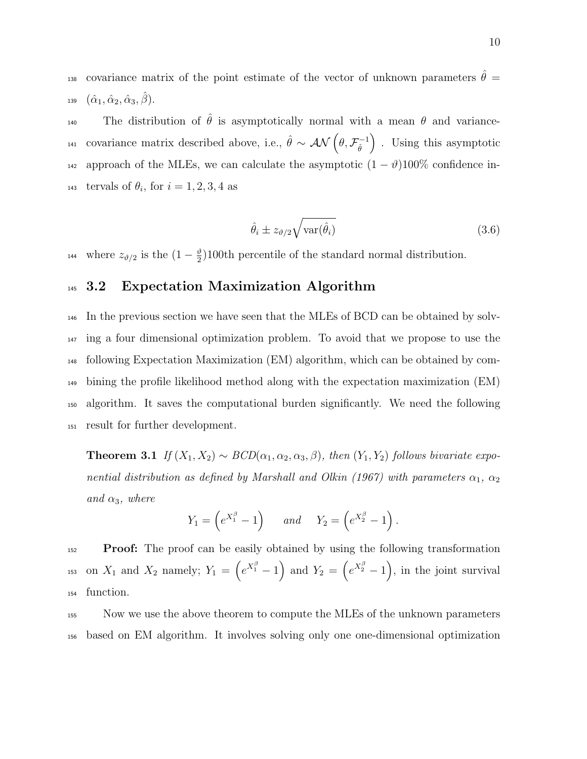covariance matrix of the point estimate of the vector of unknown parameters $\hat{\theta} = (\hat{\alpha}_1, \hat{\alpha}_2, \hat{\alpha}_3, \hat{\beta})$.

The distribution of $\hat{\theta}$ is asymptotically normal with a mean $\theta$ and variance-covariance matrix described above, i.e., $\hat{\theta} \sim \mathcal{AN}\left(\theta, \mathcal{F}_{\hat{\theta}}^{-1}\right)$ . Using this asymptotic approach of the MLEs, we can calculate the asymptotic $(1 - \vartheta)100\%$ confidence intervals of $\theta_i$, for $i = 1, 2, 3, 4$ as

$$\hat{\theta}_i \pm z_{\vartheta/2}\sqrt{\text{var}(\hat{\theta}_i)} \tag{3.6}$$

where $z_{\vartheta/2}$ is the $(1 - \frac{\vartheta}{2})100$th percentile of the standard normal distribution.

## 3.2 Expectation Maximization Algorithm

In the previous section we have seen that the MLEs of BCD can be obtained by solving a four dimensional optimization problem. To avoid that we propose to use the following Expectation Maximization (EM) algorithm, which can be obtained by combining the profile likelihood method along with the expectation maximization (EM) algorithm. It saves the computational burden significantly. We need the following result for further development.

**Theorem 3.1** *If $(X_1, X_2) \sim BCD(\alpha_1, \alpha_2, \alpha_3, \beta)$, then $(Y_1, Y_2)$ follows bivariate exponential distribution as defined by Marshall and Olkin (1967) with parameters $\alpha_1$, $\alpha_2$ and $\alpha_3$, where*

$$Y_1 = \left(e^{X_1^\beta} - 1\right) \qquad and \qquad Y_2 = \left(e^{X_2^\beta} - 1\right).$$

**Proof:** The proof can be easily obtained by using the following transformation on $X_1$ and $X_2$ namely; $Y_1 = \left(e^{X_1^\beta} - 1\right)$ and $Y_2 = \left(e^{X_2^\beta} - 1\right)$, in the joint survival function.

Now we use the above theorem to compute the MLEs of the unknown parameters based on EM algorithm. It involves solving only one one-dimensional optimization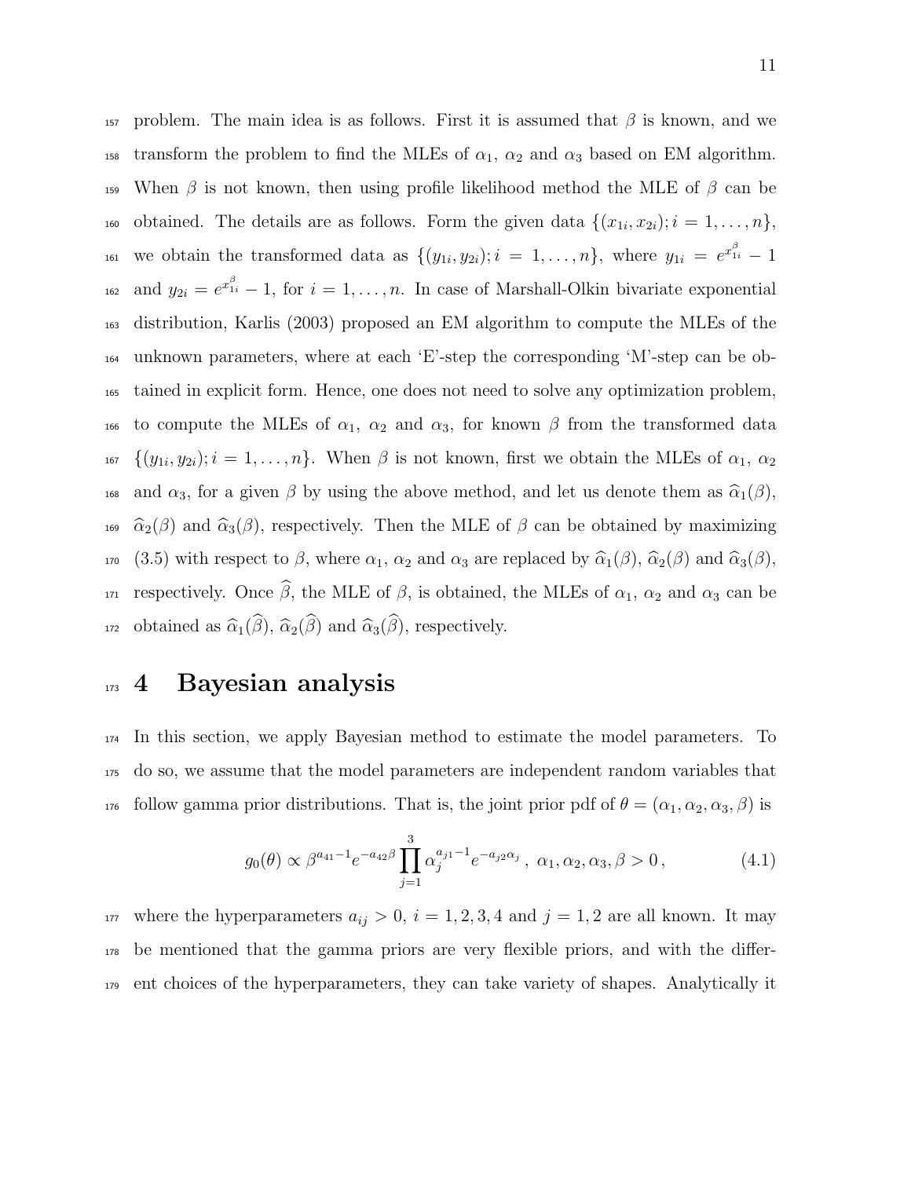problem. The main idea is as follows. First it is assumed that $\beta$ is known, and we transform the problem to find the MLEs of $\alpha_1$, $\alpha_2$ and $\alpha_3$ based on EM algorithm. When $\beta$ is not known, then using profile likelihood method the MLE of $\beta$ can be obtained. The details are as follows. Form the given data $\{(x_{1i}, x_{2i}); i = 1, \ldots, n\}$, we obtain the transformed data as $\{(y_{1i}, y_{2i}); i = 1, \ldots, n\}$, where $y_{1i} = e^{x_{1i}^{\beta}} - 1$ and $y_{2i} = e^{x_{1i}^{\beta}} - 1$, for $i = 1, \ldots, n$. In case of Marshall-Olkin bivariate exponential distribution, Karlis (2003) proposed an EM algorithm to compute the MLEs of the unknown parameters, where at each 'E'-step the corresponding 'M'-step can be obtained in explicit form. Hence, one does not need to solve any optimization problem, to compute the MLEs of $\alpha_1$, $\alpha_2$ and $\alpha_3$, for known $\beta$ from the transformed data $\{(y_{1i}, y_{2i}); i = 1, \ldots, n\}$. When $\beta$ is not known, first we obtain the MLEs of $\alpha_1$, $\alpha_2$ and $\alpha_3$, for a given $\beta$ by using the above method, and let us denote them as $\widehat{\alpha}_1(\beta)$, $\widehat{\alpha}_2(\beta)$ and $\widehat{\alpha}_3(\beta)$, respectively. Then the MLE of $\beta$ can be obtained by maximizing (3.5) with respect to $\beta$, where $\alpha_1$, $\alpha_2$ and $\alpha_3$ are replaced by $\widehat{\alpha}_1(\beta)$, $\widehat{\alpha}_2(\beta)$ and $\widehat{\alpha}_3(\beta)$, respectively. Once $\widehat{\beta}$, the MLE of $\beta$, is obtained, the MLEs of $\alpha_1$, $\alpha_2$ and $\alpha_3$ can be obtained as $\widehat{\alpha}_1(\widehat{\beta})$, $\widehat{\alpha}_2(\widehat{\beta})$ and $\widehat{\alpha}_3(\widehat{\beta})$, respectively.

# 4 Bayesian analysis

In this section, we apply Bayesian method to estimate the model parameters. To do so, we assume that the model parameters are independent random variables that follow gamma prior distributions. That is, the joint prior pdf of $\theta = (\alpha_1, \alpha_2, \alpha_3, \beta)$ is

$$g_0(\theta) \propto \beta^{a_{41}-1} e^{-a_{42}\beta} \prod_{j=1}^{3} \alpha_j^{a_{j1}-1} e^{-a_{j2}\alpha_j}\,,\ \alpha_1, \alpha_2, \alpha_3, \beta > 0\,, \tag{4.1}$$

where the hyperparameters $a_{ij} > 0$, $i = 1, 2, 3, 4$ and $j = 1, 2$ are all known. It may be mentioned that the gamma priors are very flexible priors, and with the different choices of the hyperparameters, they can take variety of shapes. Analytically it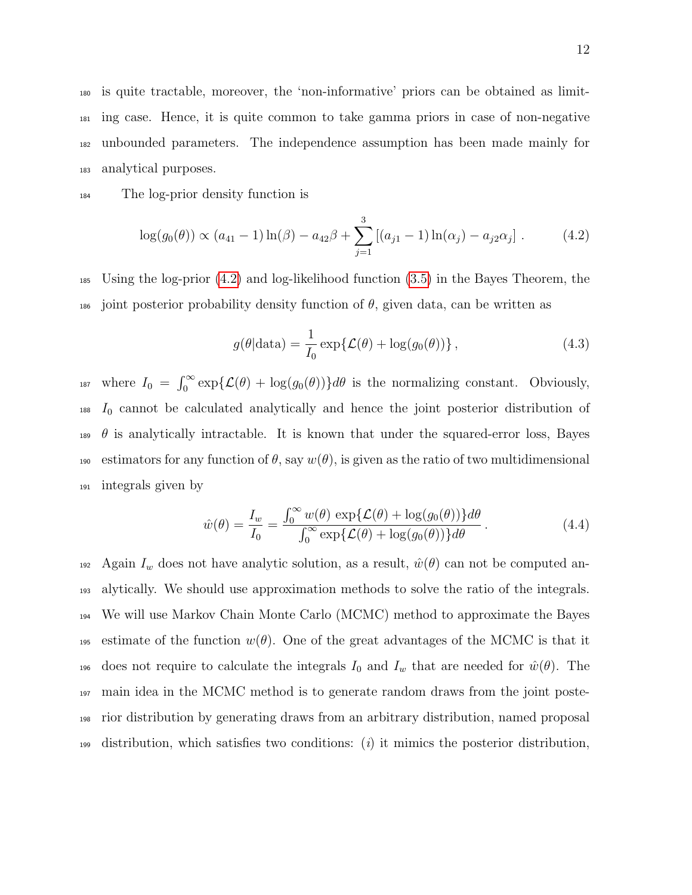is quite tractable, moreover, the 'non-informative' priors can be obtained as limiting case. Hence, it is quite common to take gamma priors in case of non-negative unbounded parameters. The independence assumption has been made mainly for analytical purposes.

The log-prior density function is

$$\log(g_0(\theta)) \propto (a_{41} - 1)\ln(\beta) - a_{42}\beta + \sum_{j=1}^{3} \left[(a_{j1} - 1)\ln(\alpha_j) - a_{j2}\alpha_j\right]. \tag{4.2}$$

Using the log-prior (4.2) and log-likelihood function (3.5) in the Bayes Theorem, the joint posterior probability density function of $\theta$, given data, can be written as

$$g(\theta|\text{data}) = \frac{1}{I_0} \exp\{\mathcal{L}(\theta) + \log(g_0(\theta))\}, \tag{4.3}$$

where $I_0 = \int_0^\infty \exp\{\mathcal{L}(\theta) + \log(g_0(\theta))\}d\theta$ is the normalizing constant. Obviously, $I_0$ cannot be calculated analytically and hence the joint posterior distribution of $\theta$ is analytically intractable. It is known that under the squared-error loss, Bayes estimators for any function of $\theta$, say $w(\theta)$, is given as the ratio of two multidimensional integrals given by

$$\hat{w}(\theta) = \frac{I_w}{I_0} = \frac{\int_0^\infty w(\theta)\, \exp\{\mathcal{L}(\theta) + \log(g_0(\theta))\}d\theta}{\int_0^\infty \exp\{\mathcal{L}(\theta) + \log(g_0(\theta))\}d\theta}. \tag{4.4}$$

Again $I_w$ does not have analytic solution, as a result, $\hat{w}(\theta)$ can not be computed analytically. We should use approximation methods to solve the ratio of the integrals. We will use Markov Chain Monte Carlo (MCMC) method to approximate the Bayes estimate of the function $w(\theta)$. One of the great advantages of the MCMC is that it does not require to calculate the integrals $I_0$ and $I_w$ that are needed for $\hat{w}(\theta)$. The main idea in the MCMC method is to generate random draws from the joint posterior distribution by generating draws from an arbitrary distribution, named proposal distribution, which satisfies two conditions: (*i*) it mimics the posterior distribution,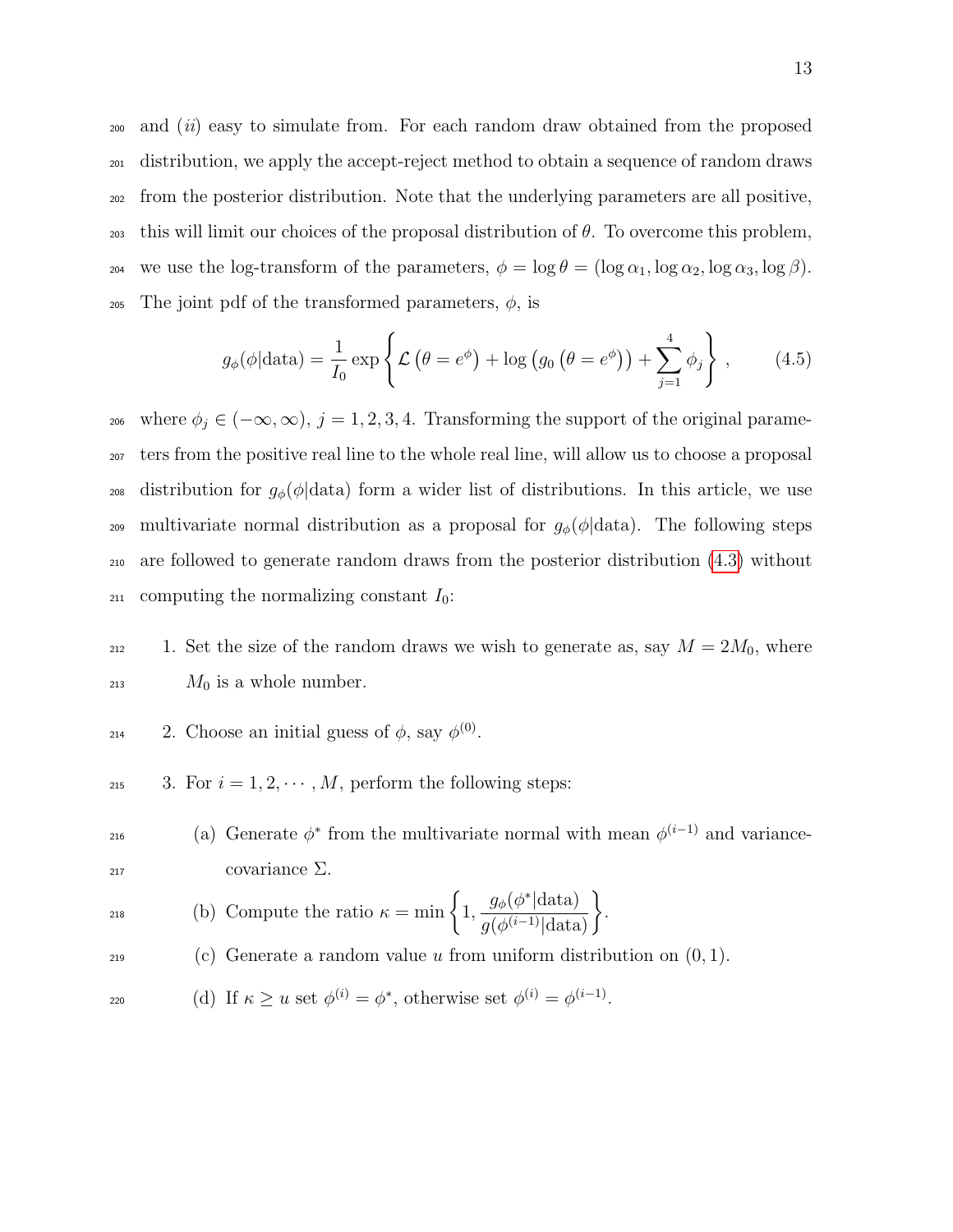and (*ii*) easy to simulate from. For each random draw obtained from the proposed distribution, we apply the accept-reject method to obtain a sequence of random draws from the posterior distribution. Note that the underlying parameters are all positive, this will limit our choices of the proposal distribution of $\theta$. To overcome this problem, we use the log-transform of the parameters, $\phi = \log \theta = (\log \alpha_1, \log \alpha_2, \log \alpha_3, \log \beta)$. The joint pdf of the transformed parameters, $\phi$, is

$$g_\phi(\phi|\text{data}) = \frac{1}{I_0} \exp\left\{ \mathcal{L}\left(\theta = e^\phi\right) + \log\left(g_0\left(\theta = e^\phi\right)\right) + \sum_{j=1}^{4} \phi_j \right\}, \tag{4.5}$$

where $\phi_j \in (-\infty, \infty)$, $j = 1, 2, 3, 4$. Transforming the support of the original parameters from the positive real line to the whole real line, will allow us to choose a proposal distribution for $g_\phi(\phi|\text{data})$ form a wider list of distributions. In this article, we use multivariate normal distribution as a proposal for $g_\phi(\phi|\text{data})$. The following steps are followed to generate random draws from the posterior distribution (4.3) without computing the normalizing constant $I_0$:

1. Set the size of the random draws we wish to generate as, say $M = 2M_0$, where $M_0$ is a whole number.
2. Choose an initial guess of $\phi$, say $\phi^{(0)}$.
3. For $i = 1, 2, \cdots, M$, perform the following steps:
   (a) Generate $\phi^*$ from the multivariate normal with mean $\phi^{(i-1)}$ and variance-covariance $\Sigma$.
   (b) Compute the ratio $\kappa = \min\left\{1, \dfrac{g_\phi(\phi^*|\text{data})}{g(\phi^{(i-1)}|\text{data})}\right\}$.
   (c) Generate a random value $u$ from uniform distribution on $(0, 1)$.
   (d) If $\kappa \geq u$ set $\phi^{(i)} = \phi^*$, otherwise set $\phi^{(i)} = \phi^{(i-1)}$.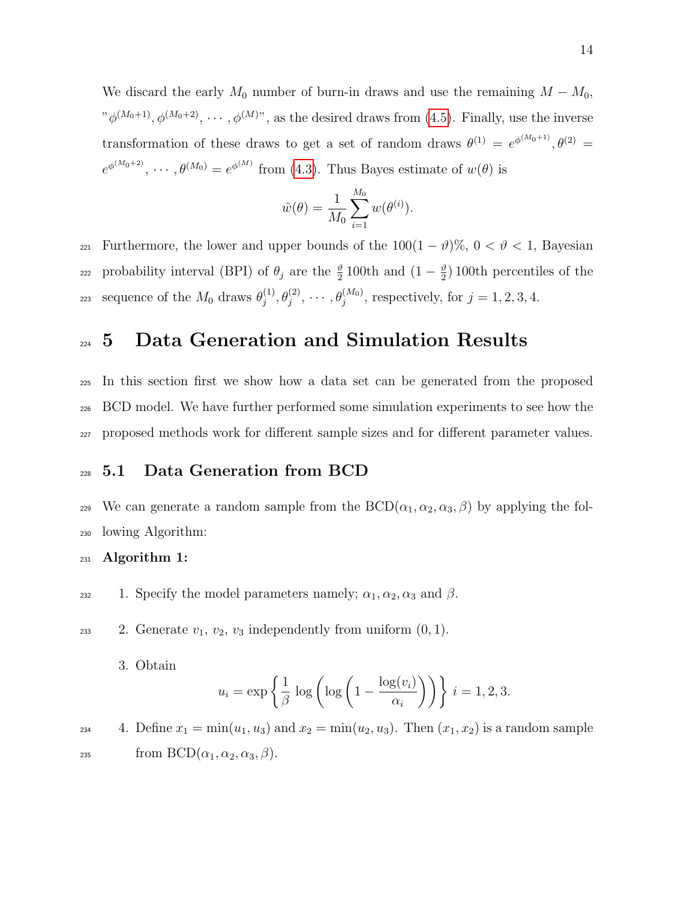We discard the early $M_0$ number of burn-in draws and use the remaining $M - M_0$, "$\phi^{(M_0+1)}, \phi^{(M_0+2)}, \cdots, \phi^{(M)}$", as the desired draws from (4.5). Finally, use the inverse transformation of these draws to get a set of random draws $\theta^{(1)} = e^{\phi^{(M_0+1)}}, \theta^{(2)} = e^{\phi^{(M_0+2)}}, \cdots, \theta^{(M_0)} = e^{\phi^{(M)}}$ from (4.3). Thus Bayes estimate of $w(\theta)$ is

$$\hat{w}(\theta) = \frac{1}{M_0} \sum_{i=1}^{M_0} w(\theta^{(i)}).$$

Furthermore, the lower and upper bounds of the $100(1-\vartheta)\%$, $0 < \vartheta < 1$, Bayesian probability interval (BPI) of $\theta_j$ are the $\frac{\vartheta}{2}$ 100th and $(1 - \frac{\vartheta}{2})$ 100th percentiles of the sequence of the $M_0$ draws $\theta_j^{(1)}, \theta_j^{(2)}, \cdots, \theta_j^{(M_0)}$, respectively, for $j = 1, 2, 3, 4$.

# 5 Data Generation and Simulation Results

In this section first we show how a data set can be generated from the proposed BCD model. We have further performed some simulation experiments to see how the proposed methods work for different sample sizes and for different parameter values.

## 5.1 Data Generation from BCD

We can generate a random sample from the BCD$(\alpha_1, \alpha_2, \alpha_3, \beta)$ by applying the following Algorithm:

**Algorithm 1:**

1. Specify the model parameters namely; $\alpha_1, \alpha_2, \alpha_3$ and $\beta$.

2. Generate $v_1$, $v_2$, $v_3$ independently from uniform $(0, 1)$.

3. Obtain
$$u_i = \exp\left\{\frac{1}{\beta} \log\left(\log\left(1 - \frac{\log(v_i)}{\alpha_i}\right)\right)\right\} \; i = 1, 2, 3.$$

4. Define $x_1 = \min(u_1, u_3)$ and $x_2 = \min(u_2, u_3)$. Then $(x_1, x_2)$ is a random sample from BCD$(\alpha_1, \alpha_2, \alpha_3, \beta)$.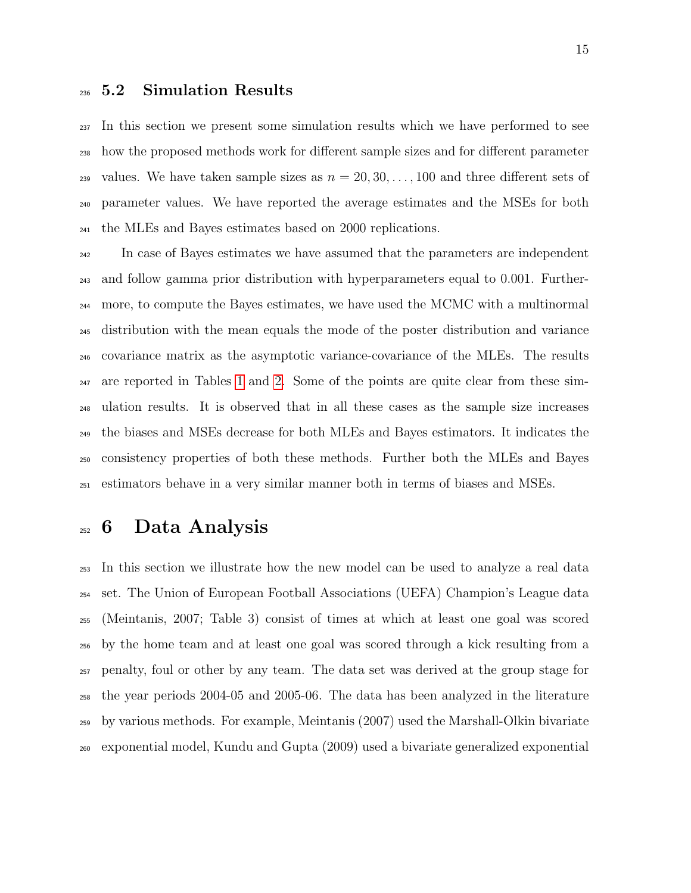## 5.2 Simulation Results

In this section we present some simulation results which we have performed to see how the proposed methods work for different sample sizes and for different parameter values. We have taken sample sizes as $n = 20, 30, \ldots, 100$ and three different sets of parameter values. We have reported the average estimates and the MSEs for both the MLEs and Bayes estimates based on 2000 replications.

In case of Bayes estimates we have assumed that the parameters are independent and follow gamma prior distribution with hyperparameters equal to 0.001. Furthermore, to compute the Bayes estimates, we have used the MCMC with a multinormal distribution with the mean equals the mode of the poster distribution and variance covariance matrix as the asymptotic variance-covariance of the MLEs. The results are reported in Tables 1 and 2. Some of the points are quite clear from these simulation results. It is observed that in all these cases as the sample size increases the biases and MSEs decrease for both MLEs and Bayes estimators. It indicates the consistency properties of both these methods. Further both the MLEs and Bayes estimators behave in a very similar manner both in terms of biases and MSEs.

# 6 Data Analysis

In this section we illustrate how the new model can be used to analyze a real data set. The Union of European Football Associations (UEFA) Champion's League data (Meintanis, 2007; Table 3) consist of times at which at least one goal was scored by the home team and at least one goal was scored through a kick resulting from a penalty, foul or other by any team. The data set was derived at the group stage for the year periods 2004-05 and 2005-06. The data has been analyzed in the literature by various methods. For example, Meintanis (2007) used the Marshall-Olkin bivariate exponential model, Kundu and Gupta (2009) used a bivariate generalized exponential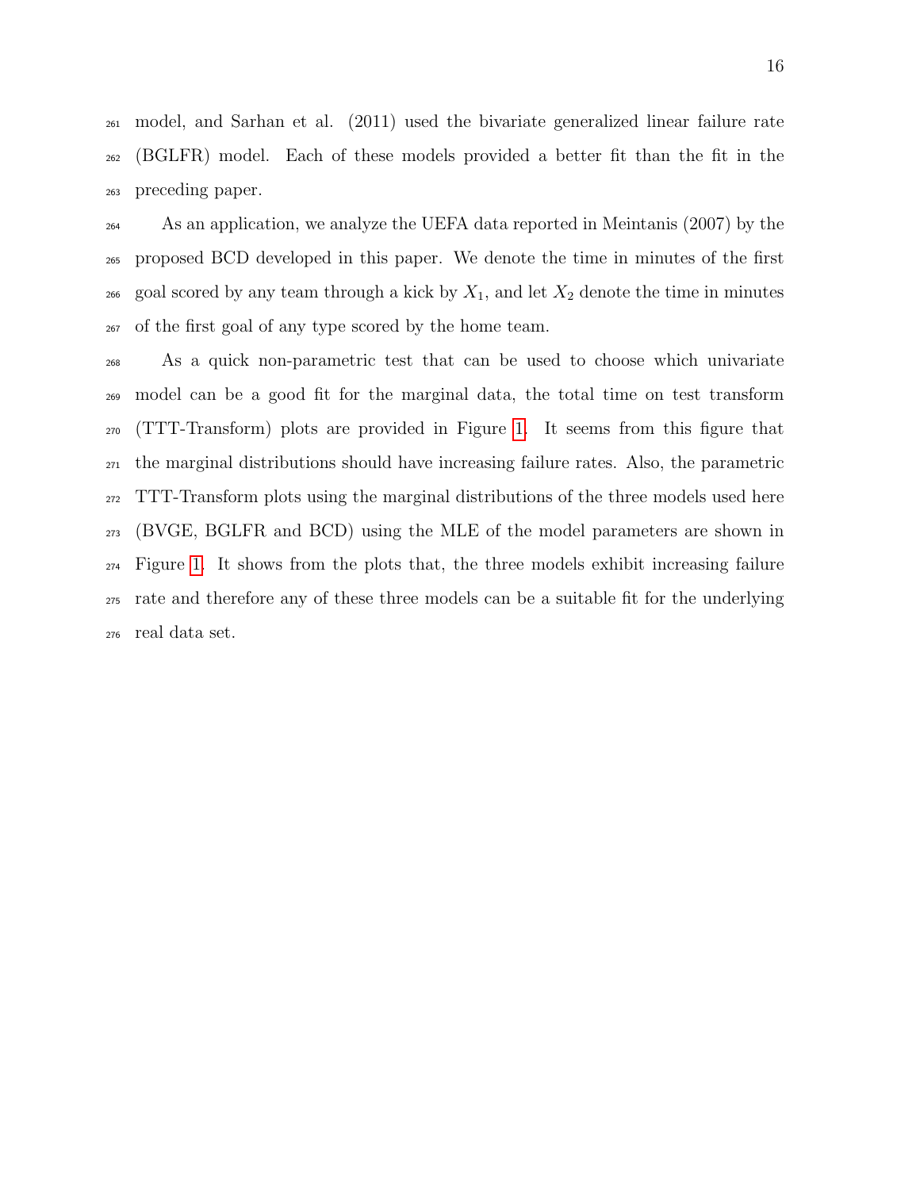model, and Sarhan et al. (2011) used the bivariate generalized linear failure rate (BGLFR) model. Each of these models provided a better fit than the fit in the preceding paper.

As an application, we analyze the UEFA data reported in Meintanis (2007) by the proposed BCD developed in this paper. We denote the time in minutes of the first goal scored by any team through a kick by $X_1$, and let $X_2$ denote the time in minutes of the first goal of any type scored by the home team.

As a quick non-parametric test that can be used to choose which univariate model can be a good fit for the marginal data, the total time on test transform (TTT-Transform) plots are provided in Figure 1. It seems from this figure that the marginal distributions should have increasing failure rates. Also, the parametric TTT-Transform plots using the marginal distributions of the three models used here (BVGE, BGLFR and BCD) using the MLE of the model parameters are shown in Figure 1. It shows from the plots that, the three models exhibit increasing failure rate and therefore any of these three models can be a suitable fit for the underlying real data set.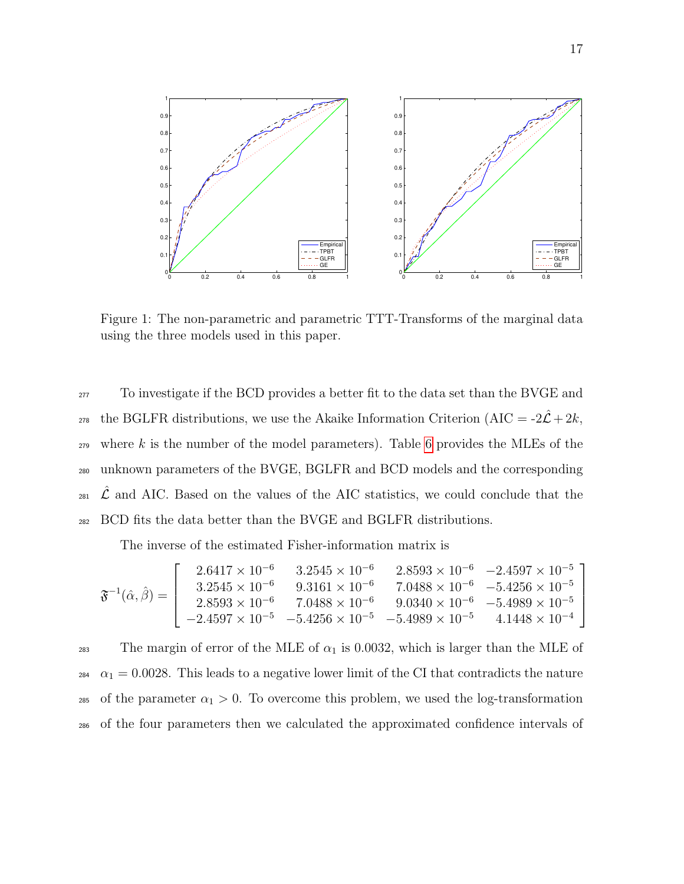Figure 1: The non-parametric and parametric TTT-Transforms of the marginal data using the three models used in this paper.

To investigate if the BCD provides a better fit to the data set than the BVGE and the BGLFR distributions, we use the Akaike Information Criterion (AIC = $-2\hat{\mathcal{L}} + 2k$, where $k$ is the number of the model parameters). Table 6 provides the MLEs of the unknown parameters of the BVGE, BGLFR and BCD models and the corresponding $\hat{\mathcal{L}}$ and AIC. Based on the values of the AIC statistics, we could conclude that the BCD fits the data better than the BVGE and BGLFR distributions.

The inverse of the estimated Fisher-information matrix is

$$\mathfrak{F}^{-1}(\hat{\alpha}, \hat{\beta}) = \begin{bmatrix} 2.6417 \times 10^{-6} & 3.2545 \times 10^{-6} & 2.8593 \times 10^{-6} & -2.4597 \times 10^{-5} \\ 3.2545 \times 10^{-6} & 9.3161 \times 10^{-6} & 7.0488 \times 10^{-6} & -5.4256 \times 10^{-5} \\ 2.8593 \times 10^{-6} & 7.0488 \times 10^{-6} & 9.0340 \times 10^{-6} & -5.4989 \times 10^{-5} \\ -2.4597 \times 10^{-5} & -5.4256 \times 10^{-5} & -5.4989 \times 10^{-5} & 4.1448 \times 10^{-4} \end{bmatrix}$$

The margin of error of the MLE of $\alpha_1$ is 0.0032, which is larger than the MLE of $\alpha_1 = 0.0028$. This leads to a negative lower limit of the CI that contradicts the nature of the parameter $\alpha_1 > 0$. To overcome this problem, we used the log-transformation of the four parameters then we calculated the approximated confidence intervals of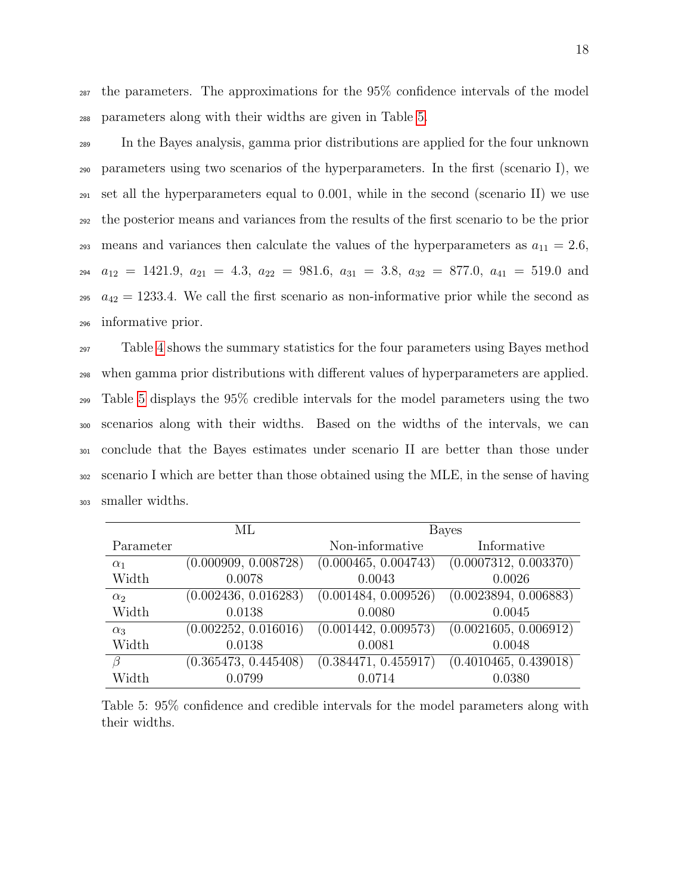the parameters. The approximations for the 95% confidence intervals of the model parameters along with their widths are given in Table 5.

In the Bayes analysis, gamma prior distributions are applied for the four unknown parameters using two scenarios of the hyperparameters. In the first (scenario I), we set all the hyperparameters equal to 0.001, while in the second (scenario II) we use the posterior means and variances from the results of the first scenario to be the prior means and variances then calculate the values of the hyperparameters as $a_{11} = 2.6$, $a_{12} = 1421.9$, $a_{21} = 4.3$, $a_{22} = 981.6$, $a_{31} = 3.8$, $a_{32} = 877.0$, $a_{41} = 519.0$ and $a_{42} = 1233.4$. We call the first scenario as non-informative prior while the second as informative prior.

Table 4 shows the summary statistics for the four parameters using Bayes method when gamma prior distributions with different values of hyperparameters are applied. Table 5 displays the 95% credible intervals for the model parameters using the two scenarios along with their widths. Based on the widths of the intervals, we can conclude that the Bayes estimates under scenario II are better than those under scenario I which are better than those obtained using the MLE, in the sense of having smaller widths.

| | ML | Bayes | |
|---|---|---|---|
| Parameter | | Non-informative | Informative |
| $\alpha_1$ | (0.000909, 0.008728) | (0.000465, 0.004743) | (0.0007312, 0.003370) |
| Width | 0.0078 | 0.0043 | 0.0026 |
| $\alpha_2$ | (0.002436, 0.016283) | (0.001484, 0.009526) | (0.0023894, 0.006883) |
| Width | 0.0138 | 0.0080 | 0.0045 |
| $\alpha_3$ | (0.002252, 0.016016) | (0.001442, 0.009573) | (0.0021605, 0.006912) |
| Width | 0.0138 | 0.0081 | 0.0048 |
| $\beta$ | (0.365473, 0.445408) | (0.384471, 0.455917) | (0.4010465, 0.439018) |
| Width | 0.0799 | 0.0714 | 0.0380 |

Table 5: 95% confidence and credible intervals for the model parameters along with their widths.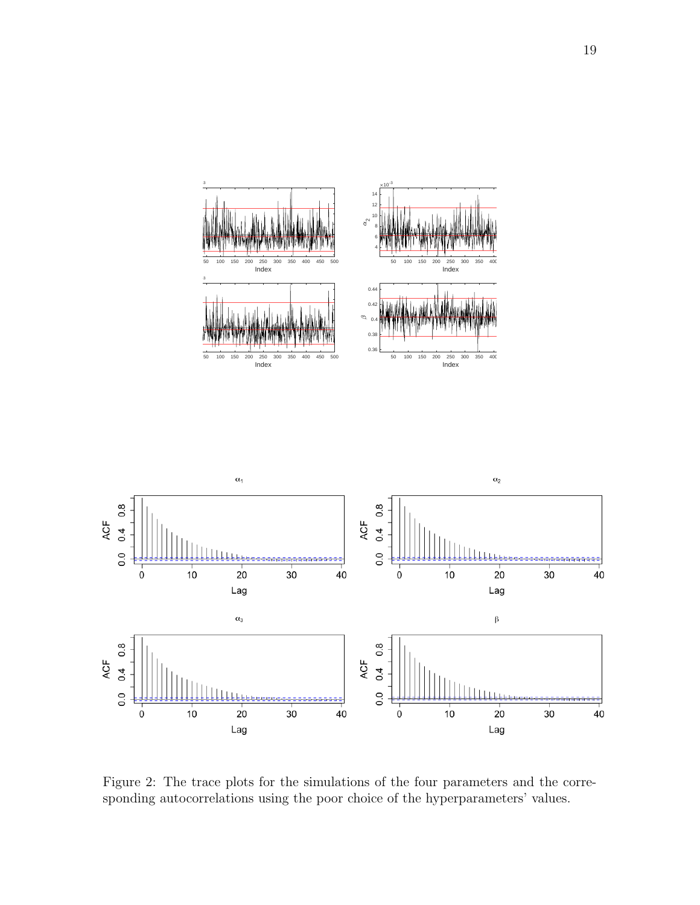Figure 2: The trace plots for the simulations of the four parameters and the corresponding autocorrelations using the poor choice of the hyperparameters' values.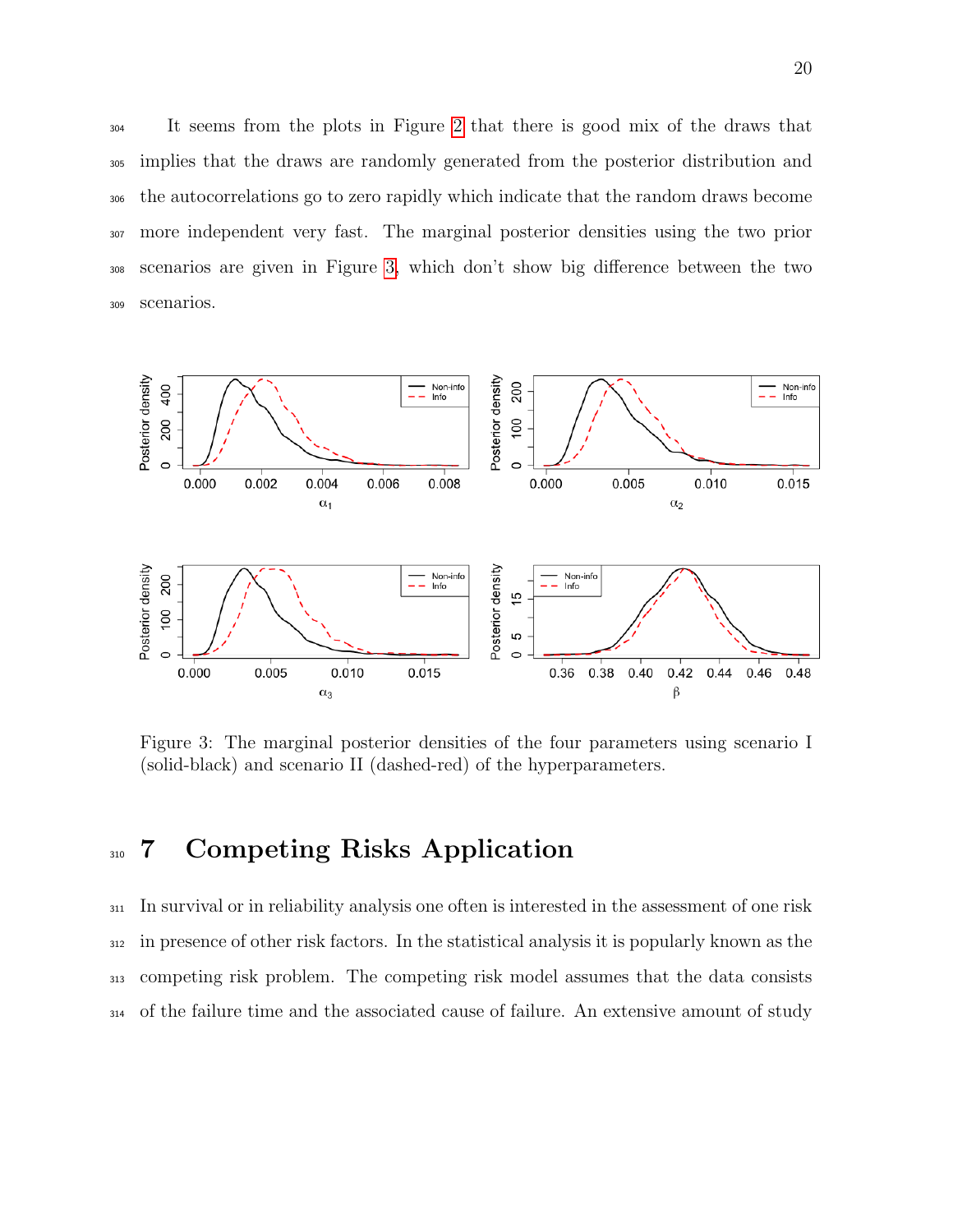It seems from the plots in Figure 2 that there is good mix of the draws that implies that the draws are randomly generated from the posterior distribution and the autocorrelations go to zero rapidly which indicate that the random draws become more independent very fast. The marginal posterior densities using the two prior scenarios are given in Figure 3, which don't show big difference between the two scenarios.

Figure 3: The marginal posterior densities of the four parameters using scenario I (solid-black) and scenario II (dashed-red) of the hyperparameters.

# 7 Competing Risks Application

In survival or in reliability analysis one often is interested in the assessment of one risk in presence of other risk factors. In the statistical analysis it is popularly known as the competing risk problem. The competing risk model assumes that the data consists of the failure time and the associated cause of failure. An extensive amount of study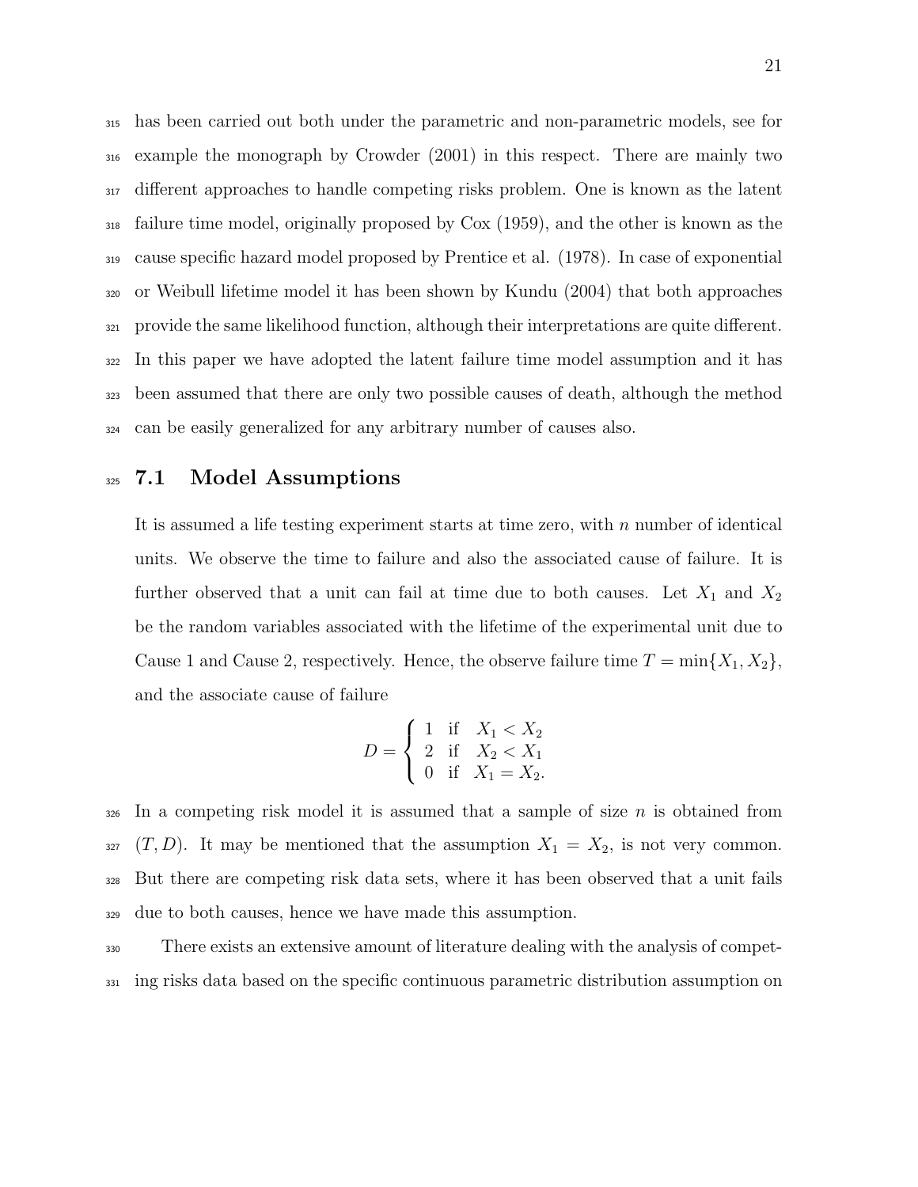has been carried out both under the parametric and non-parametric models, see for example the monograph by Crowder (2001) in this respect. There are mainly two different approaches to handle competing risks problem. One is known as the latent failure time model, originally proposed by Cox (1959), and the other is known as the cause specific hazard model proposed by Prentice et al. (1978). In case of exponential or Weibull lifetime model it has been shown by Kundu (2004) that both approaches provide the same likelihood function, although their interpretations are quite different. In this paper we have adopted the latent failure time model assumption and it has been assumed that there are only two possible causes of death, although the method can be easily generalized for any arbitrary number of causes also.

## 7.1 Model Assumptions

It is assumed a life testing experiment starts at time zero, with $n$ number of identical units. We observe the time to failure and also the associated cause of failure. It is further observed that a unit can fail at time due to both causes. Let $X_1$ and $X_2$ be the random variables associated with the lifetime of the experimental unit due to Cause 1 and Cause 2, respectively. Hence, the observe failure time $T = \min\{X_1, X_2\}$, and the associate cause of failure

$$D = \begin{cases} 1 & \text{if} \quad X_1 < X_2 \\ 2 & \text{if} \quad X_2 < X_1 \\ 0 & \text{if} \quad X_1 = X_2. \end{cases}$$

In a competing risk model it is assumed that a sample of size $n$ is obtained from $(T, D)$. It may be mentioned that the assumption $X_1 = X_2$, is not very common. But there are competing risk data sets, where it has been observed that a unit fails due to both causes, hence we have made this assumption.

There exists an extensive amount of literature dealing with the analysis of competing risks data based on the specific continuous parametric distribution assumption on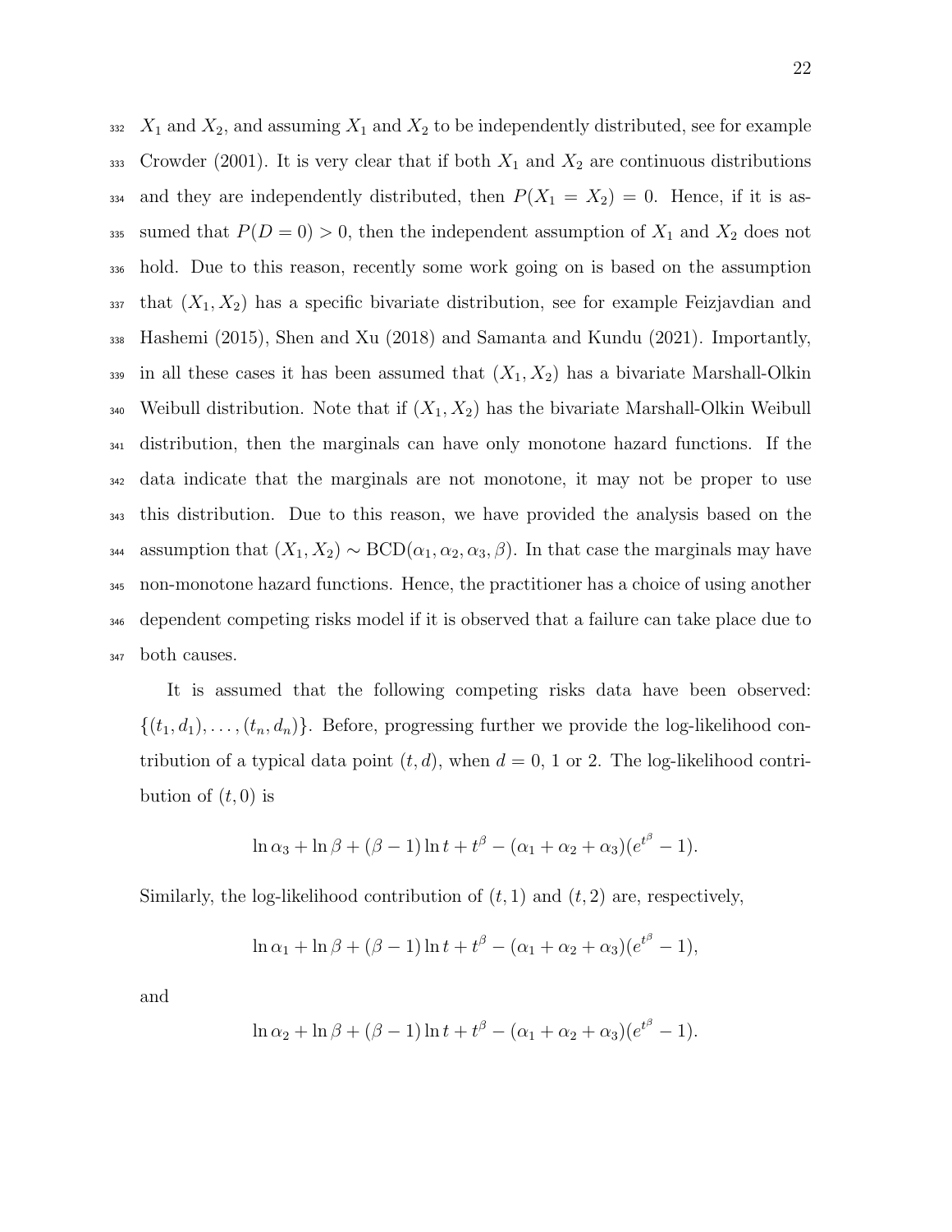$X_1$ and $X_2$, and assuming $X_1$ and $X_2$ to be independently distributed, see for example Crowder (2001). It is very clear that if both $X_1$ and $X_2$ are continuous distributions and they are independently distributed, then $P(X_1 = X_2) = 0$. Hence, if it is assumed that $P(D = 0) > 0$, then the independent assumption of $X_1$ and $X_2$ does not hold. Due to this reason, recently some work going on is based on the assumption that $(X_1, X_2)$ has a specific bivariate distribution, see for example Feizjavdian and Hashemi (2015), Shen and Xu (2018) and Samanta and Kundu (2021). Importantly, in all these cases it has been assumed that $(X_1, X_2)$ has a bivariate Marshall-Olkin Weibull distribution. Note that if $(X_1, X_2)$ has the bivariate Marshall-Olkin Weibull distribution, then the marginals can have only monotone hazard functions. If the data indicate that the marginals are not monotone, it may not be proper to use this distribution. Due to this reason, we have provided the analysis based on the assumption that $(X_1, X_2) \sim \text{BCD}(\alpha_1, \alpha_2, \alpha_3, \beta)$. In that case the marginals may have non-monotone hazard functions. Hence, the practitioner has a choice of using another dependent competing risks model if it is observed that a failure can take place due to both causes.

It is assumed that the following competing risks data have been observed: $\{(t_1, d_1), \ldots, (t_n, d_n)\}$. Before, progressing further we provide the log-likelihood contribution of a typical data point $(t, d)$, when $d = 0$, 1 or 2. The log-likelihood contribution of $(t, 0)$ is

$$\ln \alpha_3 + \ln \beta + (\beta - 1) \ln t + t^\beta - (\alpha_1 + \alpha_2 + \alpha_3)(e^{t^\beta} - 1).$$

Similarly, the log-likelihood contribution of $(t, 1)$ and $(t, 2)$ are, respectively,

$$\ln \alpha_1 + \ln \beta + (\beta - 1) \ln t + t^\beta - (\alpha_1 + \alpha_2 + \alpha_3)(e^{t^\beta} - 1),$$

and

$$\ln \alpha_2 + \ln \beta + (\beta - 1) \ln t + t^\beta - (\alpha_1 + \alpha_2 + \alpha_3)(e^{t^\beta} - 1).$$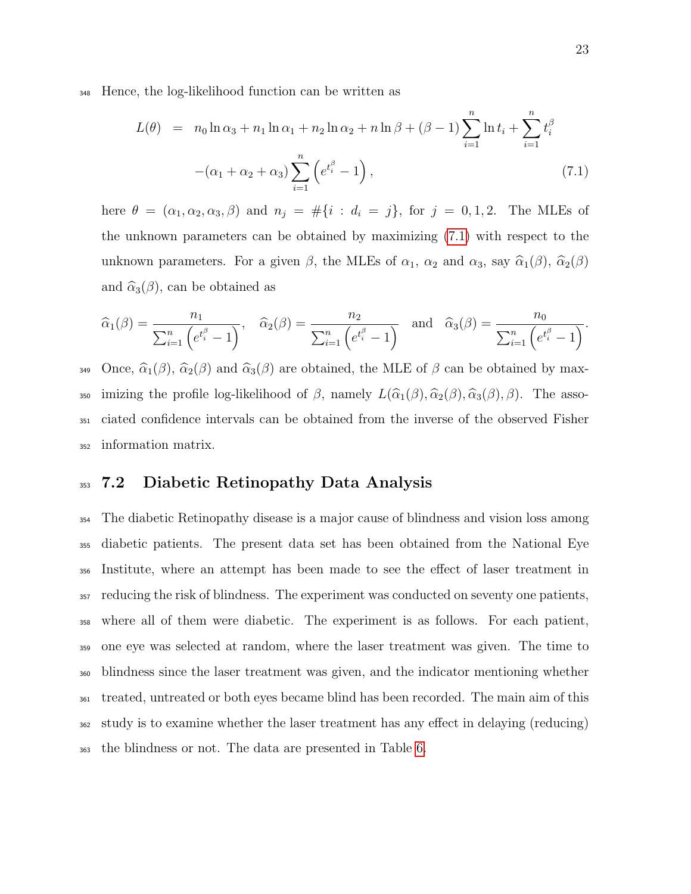Hence, the log-likelihood function can be written as

$$
\begin{aligned}
L(\theta) &= n_0 \ln \alpha_3 + n_1 \ln \alpha_1 + n_2 \ln \alpha_2 + n \ln \beta + (\beta - 1) \sum_{i=1}^{n} \ln t_i + \sum_{i=1}^{n} t_i^{\beta} \\
&\quad -(\alpha_1 + \alpha_2 + \alpha_3) \sum_{i=1}^{n} \left( e^{t_i^{\beta}} - 1 \right), \qquad (7.1)
\end{aligned}
$$

here $\theta = (\alpha_1, \alpha_2, \alpha_3, \beta)$ and $n_j = \#\{i : d_i = j\}$, for $j = 0, 1, 2$. The MLEs of the unknown parameters can be obtained by maximizing (7.1) with respect to the unknown parameters. For a given $\beta$, the MLEs of $\alpha_1$, $\alpha_2$ and $\alpha_3$, say $\widehat{\alpha}_1(\beta)$, $\widehat{\alpha}_2(\beta)$ and $\widehat{\alpha}_3(\beta)$, can be obtained as

$$
\widehat{\alpha}_1(\beta) = \frac{n_1}{\sum_{i=1}^{n} \left( e^{t_i^{\beta}} - 1 \right)}, \quad \widehat{\alpha}_2(\beta) = \frac{n_2}{\sum_{i=1}^{n} \left( e^{t_i^{\beta}} - 1 \right)} \quad \text{and} \quad \widehat{\alpha}_3(\beta) = \frac{n_0}{\sum_{i=1}^{n} \left( e^{t_i^{\beta}} - 1 \right)}.
$$

Once, $\widehat{\alpha}_1(\beta)$, $\widehat{\alpha}_2(\beta)$ and $\widehat{\alpha}_3(\beta)$ are obtained, the MLE of $\beta$ can be obtained by maximizing the profile log-likelihood of $\beta$, namely $L(\widehat{\alpha}_1(\beta), \widehat{\alpha}_2(\beta), \widehat{\alpha}_3(\beta), \beta)$. The associated confidence intervals can be obtained from the inverse of the observed Fisher information matrix.

## 7.2 Diabetic Retinopathy Data Analysis

The diabetic Retinopathy disease is a major cause of blindness and vision loss among diabetic patients. The present data set has been obtained from the National Eye Institute, where an attempt has been made to see the effect of laser treatment in reducing the risk of blindness. The experiment was conducted on seventy one patients, where all of them were diabetic. The experiment is as follows. For each patient, one eye was selected at random, where the laser treatment was given. The time to blindness since the laser treatment was given, and the indicator mentioning whether treated, untreated or both eyes became blind has been recorded. The main aim of this study is to examine whether the laser treatment has any effect in delaying (reducing) the blindness or not. The data are presented in Table 6.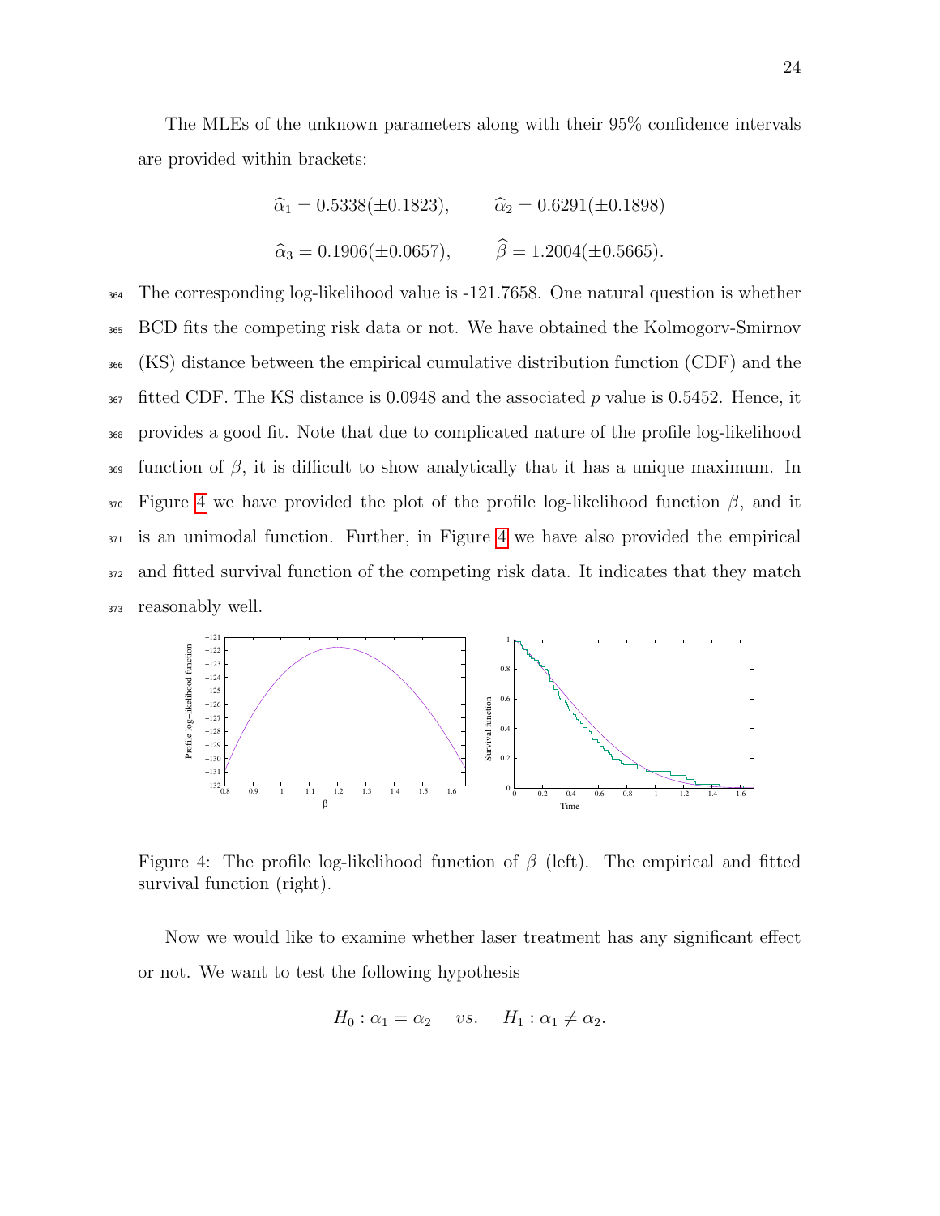The MLEs of the unknown parameters along with their 95% confidence intervals are provided within brackets:

$$\widehat{\alpha}_1 = 0.5338(\pm 0.1823), \qquad \widehat{\alpha}_2 = 0.6291(\pm 0.1898)$$

$$\widehat{\alpha}_3 = 0.1906(\pm 0.0657), \qquad \widehat{\beta} = 1.2004(\pm 0.5665).$$

The corresponding log-likelihood value is -121.7658. One natural question is whether BCD fits the competing risk data or not. We have obtained the Kolmogorv-Smirnov (KS) distance between the empirical cumulative distribution function (CDF) and the fitted CDF. The KS distance is 0.0948 and the associated $p$ value is 0.5452. Hence, it provides a good fit. Note that due to complicated nature of the profile log-likelihood function of $\beta$, it is difficult to show analytically that it has a unique maximum. In Figure 4 we have provided the plot of the profile log-likelihood function $\beta$, and it is an unimodal function. Further, in Figure 4 we have also provided the empirical and fitted survival function of the competing risk data. It indicates that they match reasonably well.

Figure 4: The profile log-likelihood function of $\beta$ (left). The empirical and fitted survival function (right).

Now we would like to examine whether laser treatment has any significant effect or not. We want to test the following hypothesis

$$H_0 : \alpha_1 = \alpha_2 \quad vs. \quad H_1 : \alpha_1 \neq \alpha_2.$$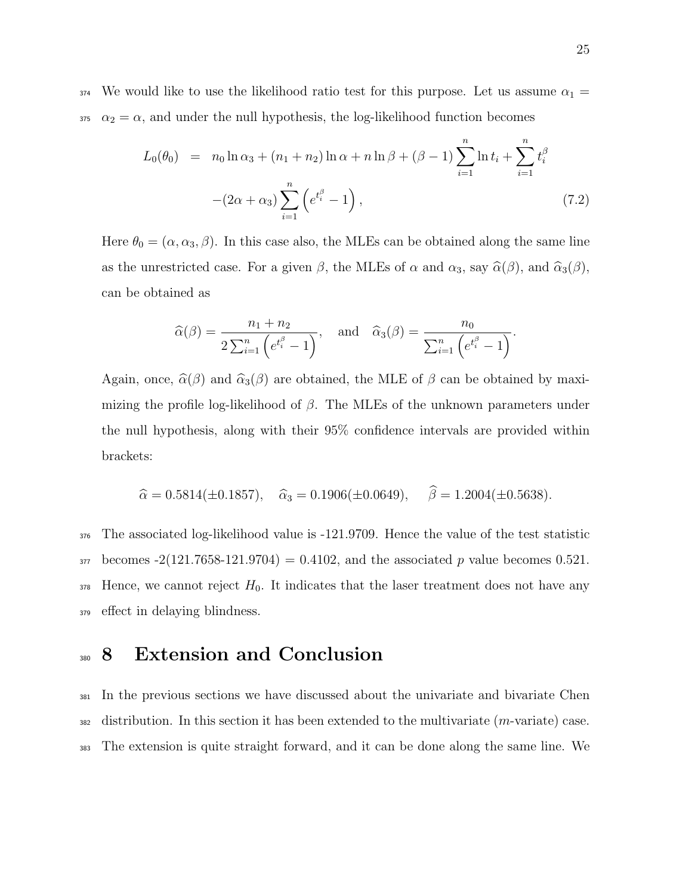We would like to use the likelihood ratio test for this purpose. Let us assume $\alpha_1 = \alpha_2 = \alpha$, and under the null hypothesis, the log-likelihood function becomes

$$
\begin{aligned}
L_0(\theta_0) &= n_0 \ln \alpha_3 + (n_1 + n_2) \ln \alpha + n \ln \beta + (\beta - 1) \sum_{i=1}^{n} \ln t_i + \sum_{i=1}^{n} t_i^{\beta} \\
&\quad -(2\alpha + \alpha_3) \sum_{i=1}^{n} \left( e^{t_i^{\beta}} - 1 \right),
\end{aligned} \tag{7.2}
$$

Here $\theta_0 = (\alpha, \alpha_3, \beta)$. In this case also, the MLEs can be obtained along the same line as the unrestricted case. For a given $\beta$, the MLEs of $\alpha$ and $\alpha_3$, say $\widehat{\alpha}(\beta)$, and $\widehat{\alpha}_3(\beta)$, can be obtained as

$$
\widehat{\alpha}(\beta) = \frac{n_1 + n_2}{2 \sum_{i=1}^{n} \left( e^{t_i^{\beta}} - 1 \right)}, \quad \text{and} \quad \widehat{\alpha}_3(\beta) = \frac{n_0}{\sum_{i=1}^{n} \left( e^{t_i^{\beta}} - 1 \right)}.
$$

Again, once, $\widehat{\alpha}(\beta)$ and $\widehat{\alpha}_3(\beta)$ are obtained, the MLE of $\beta$ can be obtained by maximizing the profile log-likelihood of $\beta$. The MLEs of the unknown parameters under the null hypothesis, along with their 95% confidence intervals are provided within brackets:

$$
\widehat{\alpha} = 0.5814(\pm 0.1857), \quad \widehat{\alpha}_3 = 0.1906(\pm 0.0649), \quad \widehat{\beta} = 1.2004(\pm 0.5638).
$$

The associated log-likelihood value is -121.9709. Hence the value of the test statistic becomes -2(121.7658-121.9704) = 0.4102, and the associated $p$ value becomes 0.521. Hence, we cannot reject $H_0$. It indicates that the laser treatment does not have any effect in delaying blindness.

# 8 Extension and Conclusion

In the previous sections we have discussed about the univariate and bivariate Chen distribution. In this section it has been extended to the multivariate ($m$-variate) case. The extension is quite straight forward, and it can be done along the same line. We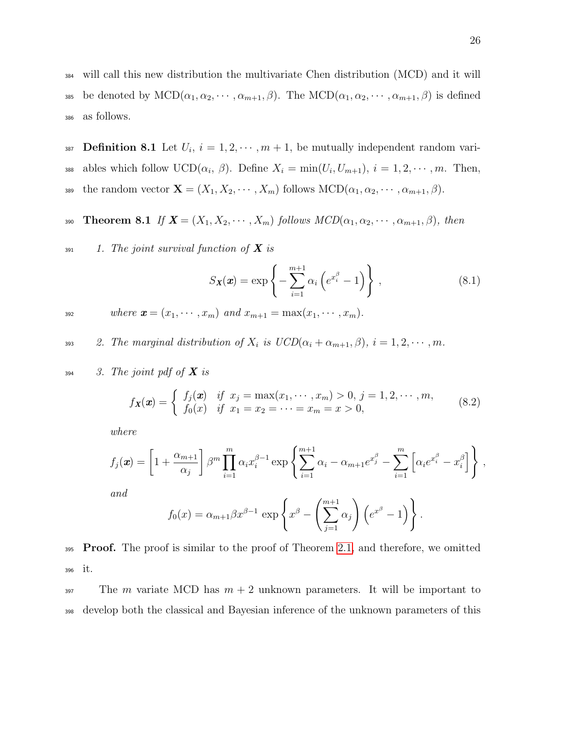will call this new distribution the multivariate Chen distribution (MCD) and it will be denoted by MCD$(\alpha_1, \alpha_2, \cdots, \alpha_{m+1}, \beta)$. The MCD$(\alpha_1, \alpha_2, \cdots, \alpha_{m+1}, \beta)$ is defined as follows.

**Definition 8.1** Let $U_i$, $i = 1, 2, \cdots, m+1$, be mutually independent random variables which follow UCD$(\alpha_i,\ \beta)$. Define $X_i = \min(U_i, U_{m+1})$, $i = 1, 2, \cdots, m$. Then, the random vector $\mathbf{X} = (X_1, X_2, \cdots, X_m)$ follows MCD$(\alpha_1, \alpha_2, \cdots, \alpha_{m+1}, \beta)$.

**Theorem 8.1** *If $\boldsymbol{X} = (X_1, X_2, \cdots, X_m)$ follows MCD$(\alpha_1, \alpha_2, \cdots, \alpha_{m+1}, \beta)$, then*

1. *The joint survival function of $\boldsymbol{X}$ is*

$$S_{\boldsymbol{X}}(\boldsymbol{x}) = \exp\left\{-\sum_{i=1}^{m+1} \alpha_i \left(e^{x_i^\beta} - 1\right)\right\}, \tag{8.1}$$

   *where $\boldsymbol{x} = (x_1, \cdots, x_m)$ and $x_{m+1} = \max(x_1, \cdots, x_m)$.*

2. *The marginal distribution of $X_i$ is UCD$(\alpha_i + \alpha_{m+1}, \beta)$, $i = 1, 2, \cdots, m$.*

3. *The joint pdf of $\boldsymbol{X}$ is*

$$f_{\boldsymbol{X}}(\boldsymbol{x}) = \begin{cases} f_j(\boldsymbol{x}) & \text{if } x_j = \max(x_1, \cdots, x_m) > 0,\ j = 1, 2, \cdots, m, \\ f_0(x) & \text{if } x_1 = x_2 = \cdots = x_m = x > 0, \end{cases} \tag{8.2}$$

   *where*

$$f_j(\boldsymbol{x}) = \left[1 + \frac{\alpha_{m+1}}{\alpha_j}\right] \beta^m \prod_{i=1}^{m} \alpha_i x_i^{\beta-1} \exp\left\{\sum_{i=1}^{m+1} \alpha_i - \alpha_{m+1} e^{x_j^\beta} - \sum_{i=1}^{m}\left[\alpha_i e^{x_i^\beta} - x_i^\beta\right]\right\},$$

   *and*

$$f_0(x) = \alpha_{m+1} \beta x^{\beta-1} \exp\left\{x^\beta - \left(\sum_{j=1}^{m+1} \alpha_j\right)\left(e^{x^\beta} - 1\right)\right\}.$$

**Proof.** The proof is similar to the proof of Theorem 2.1, and therefore, we omitted it.

The $m$ variate MCD has $m+2$ unknown parameters. It will be important to develop both the classical and Bayesian inference of the unknown parameters of this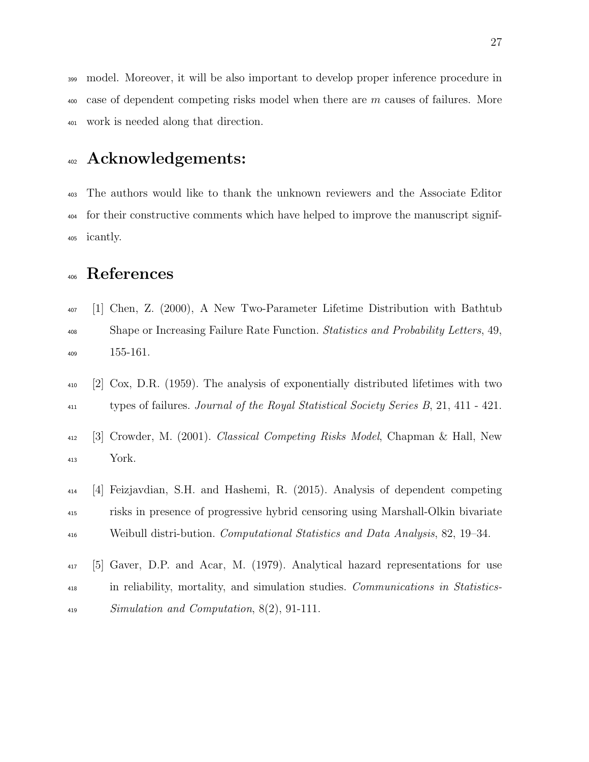model. Moreover, it will be also important to develop proper inference procedure in case of dependent competing risks model when there are $m$ causes of failures. More work is needed along that direction.

# Acknowledgements:

The authors would like to thank the unknown reviewers and the Associate Editor for their constructive comments which have helped to improve the manuscript significantly.

# References

[1] Chen, Z. (2000), A New Two-Parameter Lifetime Distribution with Bathtub Shape or Increasing Failure Rate Function. *Statistics and Probability Letters*, 49, 155-161.

[2] Cox, D.R. (1959). The analysis of exponentially distributed lifetimes with two types of failures. *Journal of the Royal Statistical Society Series B*, 21, 411 - 421.

[3] Crowder, M. (2001). *Classical Competing Risks Model*, Chapman & Hall, New York.

[4] Feizjavdian, S.H. and Hashemi, R. (2015). Analysis of dependent competing risks in presence of progressive hybrid censoring using Marshall-Olkin bivariate Weibull distri-bution. *Computational Statistics and Data Analysis*, 82, 19–34.

[5] Gaver, D.P. and Acar, M. (1979). Analytical hazard representations for use in reliability, mortality, and simulation studies. *Communications in Statistics-Simulation and Computation*, 8(2), 91-111.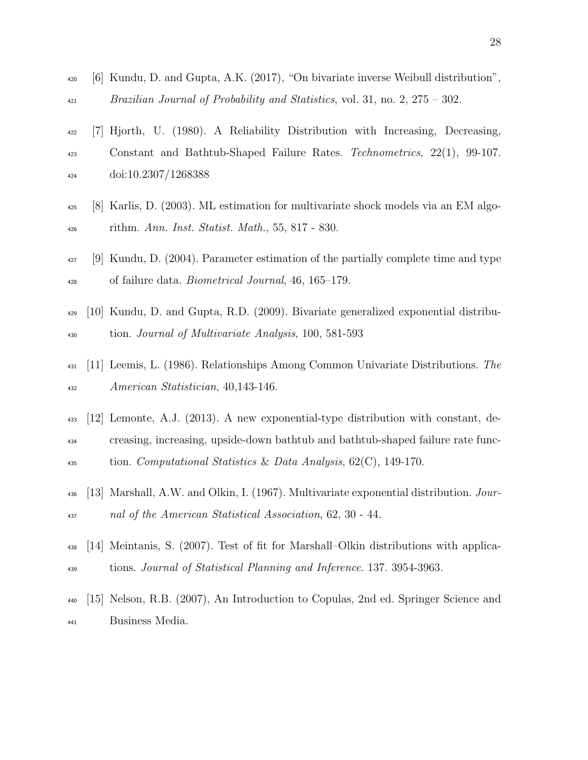[6] Kundu, D. and Gupta, A.K. (2017), "On bivariate inverse Weibull distribution", *Brazilian Journal of Probability and Statistics*, vol. 31, no. 2, 275 – 302.

[7] Hjorth, U. (1980). A Reliability Distribution with Increasing, Decreasing, Constant and Bathtub-Shaped Failure Rates. *Technometrics*, 22(1), 99-107. doi:10.2307/1268388

[8] Karlis, D. (2003). ML estimation for multivariate shock models via an EM algorithm. *Ann. Inst. Statist. Math.*, 55, 817 - 830.

[9] Kundu, D. (2004). Parameter estimation of the partially complete time and type of failure data. *Biometrical Journal*, 46, 165–179.

[10] Kundu, D. and Gupta, R.D. (2009). Bivariate generalized exponential distribution. *Journal of Multivariate Analysis*, 100, 581-593

[11] Leemis, L. (1986). Relationships Among Common Univariate Distributions. *The American Statistician*, 40,143-146.

[12] Lemonte, A.J. (2013). A new exponential-type distribution with constant, decreasing, increasing, upside-down bathtub and bathtub-shaped failure rate function. *Computational Statistics & Data Analysis*, 62(C), 149-170.

[13] Marshall, A.W. and Olkin, I. (1967). Multivariate exponential distribution. *Journal of the American Statistical Association*, 62, 30 - 44.

[14] Meintanis, S. (2007). Test of fit for Marshall–Olkin distributions with applications. *Journal of Statistical Planning and Inference*. 137. 3954-3963.

[15] Nelson, R.B. (2007), An Introduction to Copulas, 2nd ed. Springer Science and Business Media.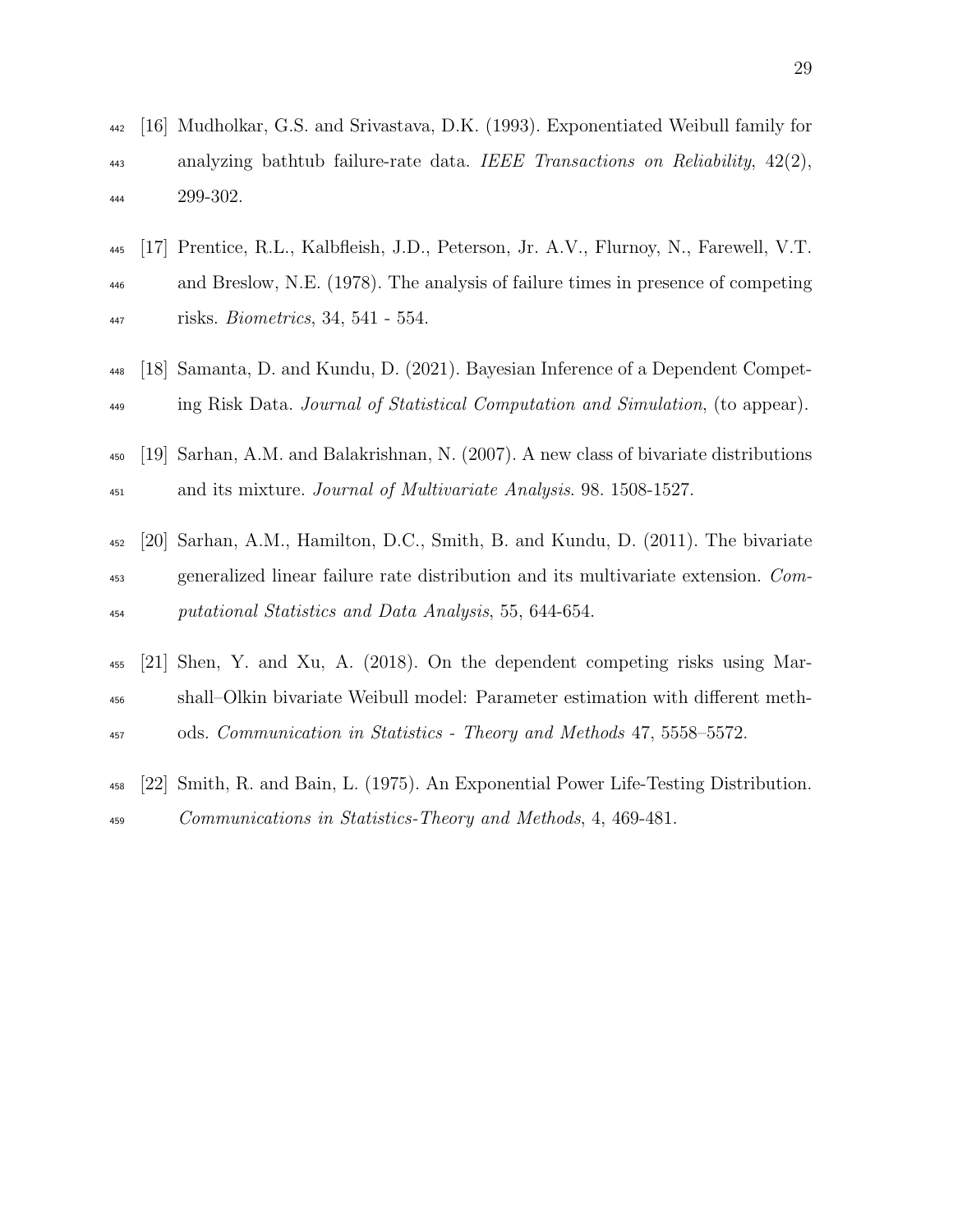[16] Mudholkar, G.S. and Srivastava, D.K. (1993). Exponentiated Weibull family for analyzing bathtub failure-rate data. *IEEE Transactions on Reliability*, 42(2), 299-302.

[17] Prentice, R.L., Kalbfleish, J.D., Peterson, Jr. A.V., Flurnoy, N., Farewell, V.T. and Breslow, N.E. (1978). The analysis of failure times in presence of competing risks. *Biometrics*, 34, 541 - 554.

[18] Samanta, D. and Kundu, D. (2021). Bayesian Inference of a Dependent Competing Risk Data. *Journal of Statistical Computation and Simulation*, (to appear).

[19] Sarhan, A.M. and Balakrishnan, N. (2007). A new class of bivariate distributions and its mixture. *Journal of Multivariate Analysis*. 98. 1508-1527.

[20] Sarhan, A.M., Hamilton, D.C., Smith, B. and Kundu, D. (2011). The bivariate generalized linear failure rate distribution and its multivariate extension. *Computational Statistics and Data Analysis*, 55, 644-654.

[21] Shen, Y. and Xu, A. (2018). On the dependent competing risks using Marshall–Olkin bivariate Weibull model: Parameter estimation with different methods. *Communication in Statistics - Theory and Methods* 47, 5558–5572.

[22] Smith, R. and Bain, L. (1975). An Exponential Power Life-Testing Distribution. *Communications in Statistics-Theory and Methods*, 4, 469-481.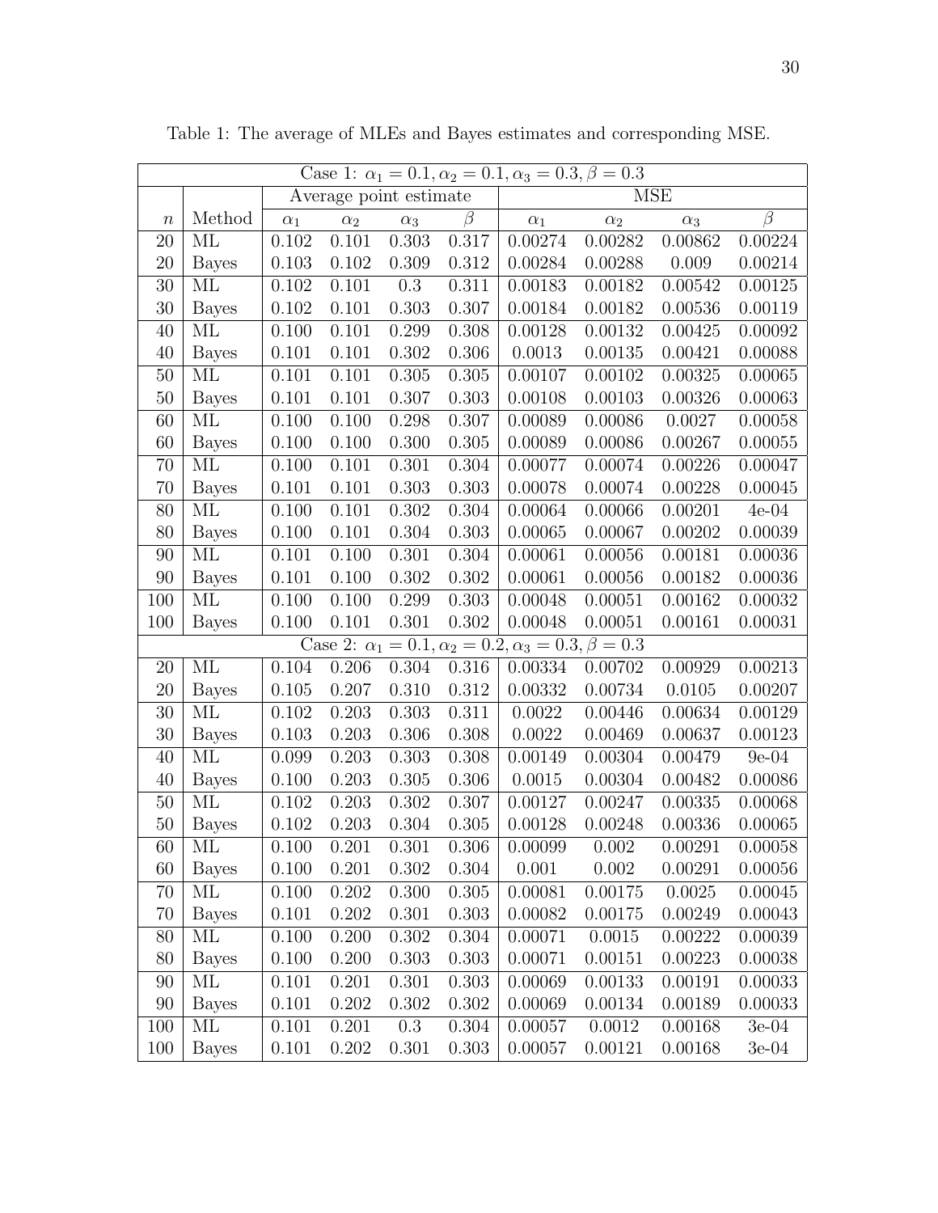Table 1: The average of MLEs and Bayes estimates and corresponding MSE.

| Case 1: $\alpha_1 = 0.1, \alpha_2 = 0.1, \alpha_3 = 0.3, \beta = 0.3$ | | | | | | | | | |
|---|---|---|---|---|---|---|---|---|---|
| | | Average point estimate | | | | MSE | | | |
| $n$ | Method | $\alpha_1$ | $\alpha_2$ | $\alpha_3$ | $\beta$ | $\alpha_1$ | $\alpha_2$ | $\alpha_3$ | $\beta$ |
| 20 | ML | 0.102 | 0.101 | 0.303 | 0.317 | 0.00274 | 0.00282 | 0.00862 | 0.00224 |
| 20 | Bayes | 0.103 | 0.102 | 0.309 | 0.312 | 0.00284 | 0.00288 | 0.009 | 0.00214 |
| 30 | ML | 0.102 | 0.101 | 0.3 | 0.311 | 0.00183 | 0.00182 | 0.00542 | 0.00125 |
| 30 | Bayes | 0.102 | 0.101 | 0.303 | 0.307 | 0.00184 | 0.00182 | 0.00536 | 0.00119 |
| 40 | ML | 0.100 | 0.101 | 0.299 | 0.308 | 0.00128 | 0.00132 | 0.00425 | 0.00092 |
| 40 | Bayes | 0.101 | 0.101 | 0.302 | 0.306 | 0.0013 | 0.00135 | 0.00421 | 0.00088 |
| 50 | ML | 0.101 | 0.101 | 0.305 | 0.305 | 0.00107 | 0.00102 | 0.00325 | 0.00065 |
| 50 | Bayes | 0.101 | 0.101 | 0.307 | 0.303 | 0.00108 | 0.00103 | 0.00326 | 0.00063 |
| 60 | ML | 0.100 | 0.100 | 0.298 | 0.307 | 0.00089 | 0.00086 | 0.0027 | 0.00058 |
| 60 | Bayes | 0.100 | 0.100 | 0.300 | 0.305 | 0.00089 | 0.00086 | 0.00267 | 0.00055 |
| 70 | ML | 0.100 | 0.101 | 0.301 | 0.304 | 0.00077 | 0.00074 | 0.00226 | 0.00047 |
| 70 | Bayes | 0.101 | 0.101 | 0.303 | 0.303 | 0.00078 | 0.00074 | 0.00228 | 0.00045 |
| 80 | ML | 0.100 | 0.101 | 0.302 | 0.304 | 0.00064 | 0.00066 | 0.00201 | 4e-04 |
| 80 | Bayes | 0.100 | 0.101 | 0.304 | 0.303 | 0.00065 | 0.00067 | 0.00202 | 0.00039 |
| 90 | ML | 0.101 | 0.100 | 0.301 | 0.304 | 0.00061 | 0.00056 | 0.00181 | 0.00036 |
| 90 | Bayes | 0.101 | 0.100 | 0.302 | 0.302 | 0.00061 | 0.00056 | 0.00182 | 0.00036 |
| 100 | ML | 0.100 | 0.100 | 0.299 | 0.303 | 0.00048 | 0.00051 | 0.00162 | 0.00032 |
| 100 | Bayes | 0.100 | 0.101 | 0.301 | 0.302 | 0.00048 | 0.00051 | 0.00161 | 0.00031 |
| Case 2: $\alpha_1 = 0.1, \alpha_2 = 0.2, \alpha_3 = 0.3, \beta = 0.3$ | | | | | | | | | |
| 20 | ML | 0.104 | 0.206 | 0.304 | 0.316 | 0.00334 | 0.00702 | 0.00929 | 0.00213 |
| 20 | Bayes | 0.105 | 0.207 | 0.310 | 0.312 | 0.00332 | 0.00734 | 0.0105 | 0.00207 |
| 30 | ML | 0.102 | 0.203 | 0.303 | 0.311 | 0.0022 | 0.00446 | 0.00634 | 0.00129 |
| 30 | Bayes | 0.103 | 0.203 | 0.306 | 0.308 | 0.0022 | 0.00469 | 0.00637 | 0.00123 |
| 40 | ML | 0.099 | 0.203 | 0.303 | 0.308 | 0.00149 | 0.00304 | 0.00479 | 9e-04 |
| 40 | Bayes | 0.100 | 0.203 | 0.305 | 0.306 | 0.0015 | 0.00304 | 0.00482 | 0.00086 |
| 50 | ML | 0.102 | 0.203 | 0.302 | 0.307 | 0.00127 | 0.00247 | 0.00335 | 0.00068 |
| 50 | Bayes | 0.102 | 0.203 | 0.304 | 0.305 | 0.00128 | 0.00248 | 0.00336 | 0.00065 |
| 60 | ML | 0.100 | 0.201 | 0.301 | 0.306 | 0.00099 | 0.002 | 0.00291 | 0.00058 |
| 60 | Bayes | 0.100 | 0.201 | 0.302 | 0.304 | 0.001 | 0.002 | 0.00291 | 0.00056 |
| 70 | ML | 0.100 | 0.202 | 0.300 | 0.305 | 0.00081 | 0.00175 | 0.0025 | 0.00045 |
| 70 | Bayes | 0.101 | 0.202 | 0.301 | 0.303 | 0.00082 | 0.00175 | 0.00249 | 0.00043 |
| 80 | ML | 0.100 | 0.200 | 0.302 | 0.304 | 0.00071 | 0.0015 | 0.00222 | 0.00039 |
| 80 | Bayes | 0.100 | 0.200 | 0.303 | 0.303 | 0.00071 | 0.00151 | 0.00223 | 0.00038 |
| 90 | ML | 0.101 | 0.201 | 0.301 | 0.303 | 0.00069 | 0.00133 | 0.00191 | 0.00033 |
| 90 | Bayes | 0.101 | 0.202 | 0.302 | 0.302 | 0.00069 | 0.00134 | 0.00189 | 0.00033 |
| 100 | ML | 0.101 | 0.201 | 0.3 | 0.304 | 0.00057 | 0.0012 | 0.00168 | 3e-04 |
| 100 | Bayes | 0.101 | 0.202 | 0.301 | 0.303 | 0.00057 | 0.00121 | 0.00168 | 3e-04 |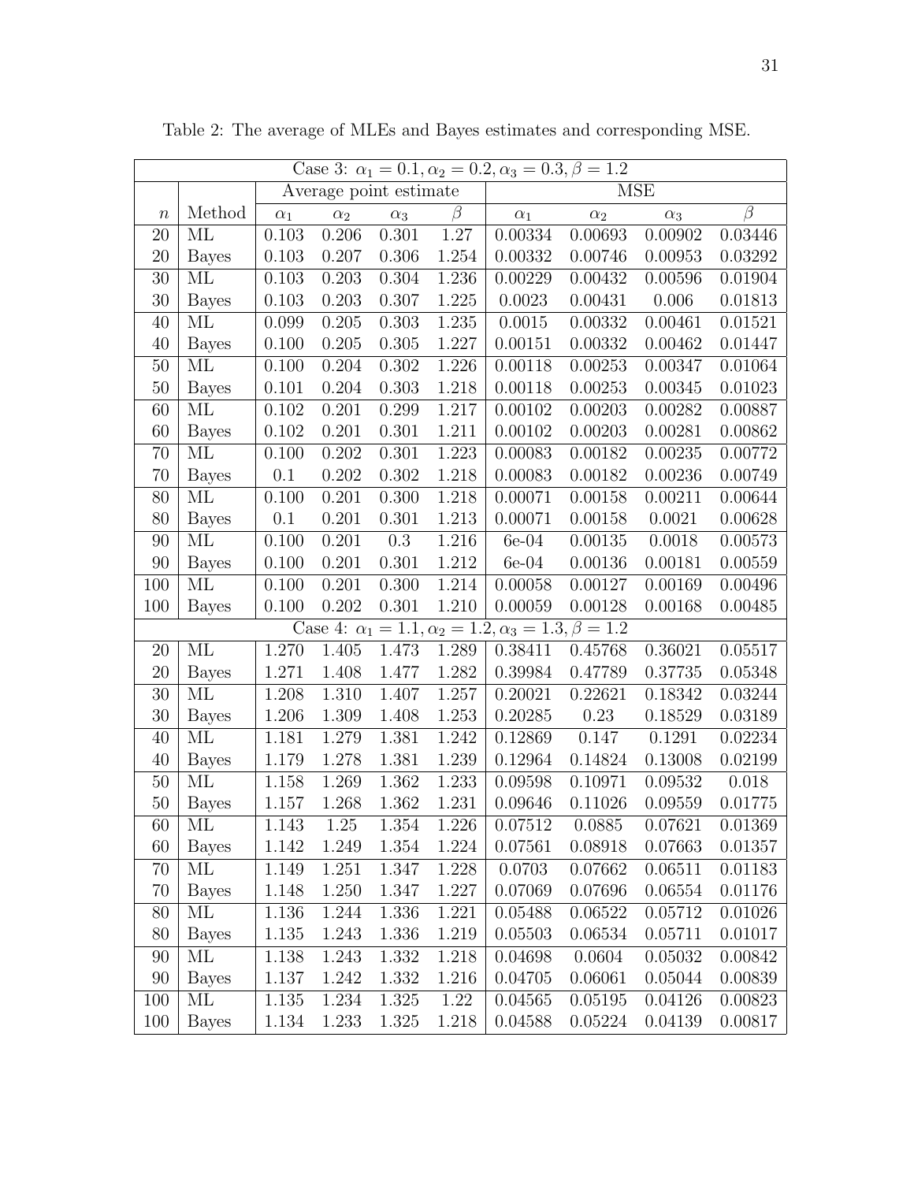Table 2: The average of MLEs and Bayes estimates and corresponding MSE.

| Case 3: $\alpha_1 = 0.1, \alpha_2 = 0.2, \alpha_3 = 0.3, \beta = 1.2$ | | | | | | | | | |
|---|---|---|---|---|---|---|---|---|---|
| | | Average point estimate | | | | MSE | | | |
| $n$ | Method | $\alpha_1$ | $\alpha_2$ | $\alpha_3$ | $\beta$ | $\alpha_1$ | $\alpha_2$ | $\alpha_3$ | $\beta$ |
| 20 | ML | 0.103 | 0.206 | 0.301 | 1.27 | 0.00334 | 0.00693 | 0.00902 | 0.03446 |
| 20 | Bayes | 0.103 | 0.207 | 0.306 | 1.254 | 0.00332 | 0.00746 | 0.00953 | 0.03292 |
| 30 | ML | 0.103 | 0.203 | 0.304 | 1.236 | 0.00229 | 0.00432 | 0.00596 | 0.01904 |
| 30 | Bayes | 0.103 | 0.203 | 0.307 | 1.225 | 0.0023 | 0.00431 | 0.006 | 0.01813 |
| 40 | ML | 0.099 | 0.205 | 0.303 | 1.235 | 0.0015 | 0.00332 | 0.00461 | 0.01521 |
| 40 | Bayes | 0.100 | 0.205 | 0.305 | 1.227 | 0.00151 | 0.00332 | 0.00462 | 0.01447 |
| 50 | ML | 0.100 | 0.204 | 0.302 | 1.226 | 0.00118 | 0.00253 | 0.00347 | 0.01064 |
| 50 | Bayes | 0.101 | 0.204 | 0.303 | 1.218 | 0.00118 | 0.00253 | 0.00345 | 0.01023 |
| 60 | ML | 0.102 | 0.201 | 0.299 | 1.217 | 0.00102 | 0.00203 | 0.00282 | 0.00887 |
| 60 | Bayes | 0.102 | 0.201 | 0.301 | 1.211 | 0.00102 | 0.00203 | 0.00281 | 0.00862 |
| 70 | ML | 0.100 | 0.202 | 0.301 | 1.223 | 0.00083 | 0.00182 | 0.00235 | 0.00772 |
| 70 | Bayes | 0.1 | 0.202 | 0.302 | 1.218 | 0.00083 | 0.00182 | 0.00236 | 0.00749 |
| 80 | ML | 0.100 | 0.201 | 0.300 | 1.218 | 0.00071 | 0.00158 | 0.00211 | 0.00644 |
| 80 | Bayes | 0.1 | 0.201 | 0.301 | 1.213 | 0.00071 | 0.00158 | 0.0021 | 0.00628 |
| 90 | ML | 0.100 | 0.201 | 0.3 | 1.216 | 6e-04 | 0.00135 | 0.0018 | 0.00573 |
| 90 | Bayes | 0.100 | 0.201 | 0.301 | 1.212 | 6e-04 | 0.00136 | 0.00181 | 0.00559 |
| 100 | ML | 0.100 | 0.201 | 0.300 | 1.214 | 0.00058 | 0.00127 | 0.00169 | 0.00496 |
| 100 | Bayes | 0.100 | 0.202 | 0.301 | 1.210 | 0.00059 | 0.00128 | 0.00168 | 0.00485 |
| Case 4: $\alpha_1 = 1.1, \alpha_2 = 1.2, \alpha_3 = 1.3, \beta = 1.2$ | | | | | | | | | |
| 20 | ML | 1.270 | 1.405 | 1.473 | 1.289 | 0.38411 | 0.45768 | 0.36021 | 0.05517 |
| 20 | Bayes | 1.271 | 1.408 | 1.477 | 1.282 | 0.39984 | 0.47789 | 0.37735 | 0.05348 |
| 30 | ML | 1.208 | 1.310 | 1.407 | 1.257 | 0.20021 | 0.22621 | 0.18342 | 0.03244 |
| 30 | Bayes | 1.206 | 1.309 | 1.408 | 1.253 | 0.20285 | 0.23 | 0.18529 | 0.03189 |
| 40 | ML | 1.181 | 1.279 | 1.381 | 1.242 | 0.12869 | 0.147 | 0.1291 | 0.02234 |
| 40 | Bayes | 1.179 | 1.278 | 1.381 | 1.239 | 0.12964 | 0.14824 | 0.13008 | 0.02199 |
| 50 | ML | 1.158 | 1.269 | 1.362 | 1.233 | 0.09598 | 0.10971 | 0.09532 | 0.018 |
| 50 | Bayes | 1.157 | 1.268 | 1.362 | 1.231 | 0.09646 | 0.11026 | 0.09559 | 0.01775 |
| 60 | ML | 1.143 | 1.25 | 1.354 | 1.226 | 0.07512 | 0.0885 | 0.07621 | 0.01369 |
| 60 | Bayes | 1.142 | 1.249 | 1.354 | 1.224 | 0.07561 | 0.08918 | 0.07663 | 0.01357 |
| 70 | ML | 1.149 | 1.251 | 1.347 | 1.228 | 0.0703 | 0.07662 | 0.06511 | 0.01183 |
| 70 | Bayes | 1.148 | 1.250 | 1.347 | 1.227 | 0.07069 | 0.07696 | 0.06554 | 0.01176 |
| 80 | ML | 1.136 | 1.244 | 1.336 | 1.221 | 0.05488 | 0.06522 | 0.05712 | 0.01026 |
| 80 | Bayes | 1.135 | 1.243 | 1.336 | 1.219 | 0.05503 | 0.06534 | 0.05711 | 0.01017 |
| 90 | ML | 1.138 | 1.243 | 1.332 | 1.218 | 0.04698 | 0.0604 | 0.05032 | 0.00842 |
| 90 | Bayes | 1.137 | 1.242 | 1.332 | 1.216 | 0.04705 | 0.06061 | 0.05044 | 0.00839 |
| 100 | ML | 1.135 | 1.234 | 1.325 | 1.22 | 0.04565 | 0.05195 | 0.04126 | 0.00823 |
| 100 | Bayes | 1.134 | 1.233 | 1.325 | 1.218 | 0.04588 | 0.05224 | 0.04139 | 0.00817 |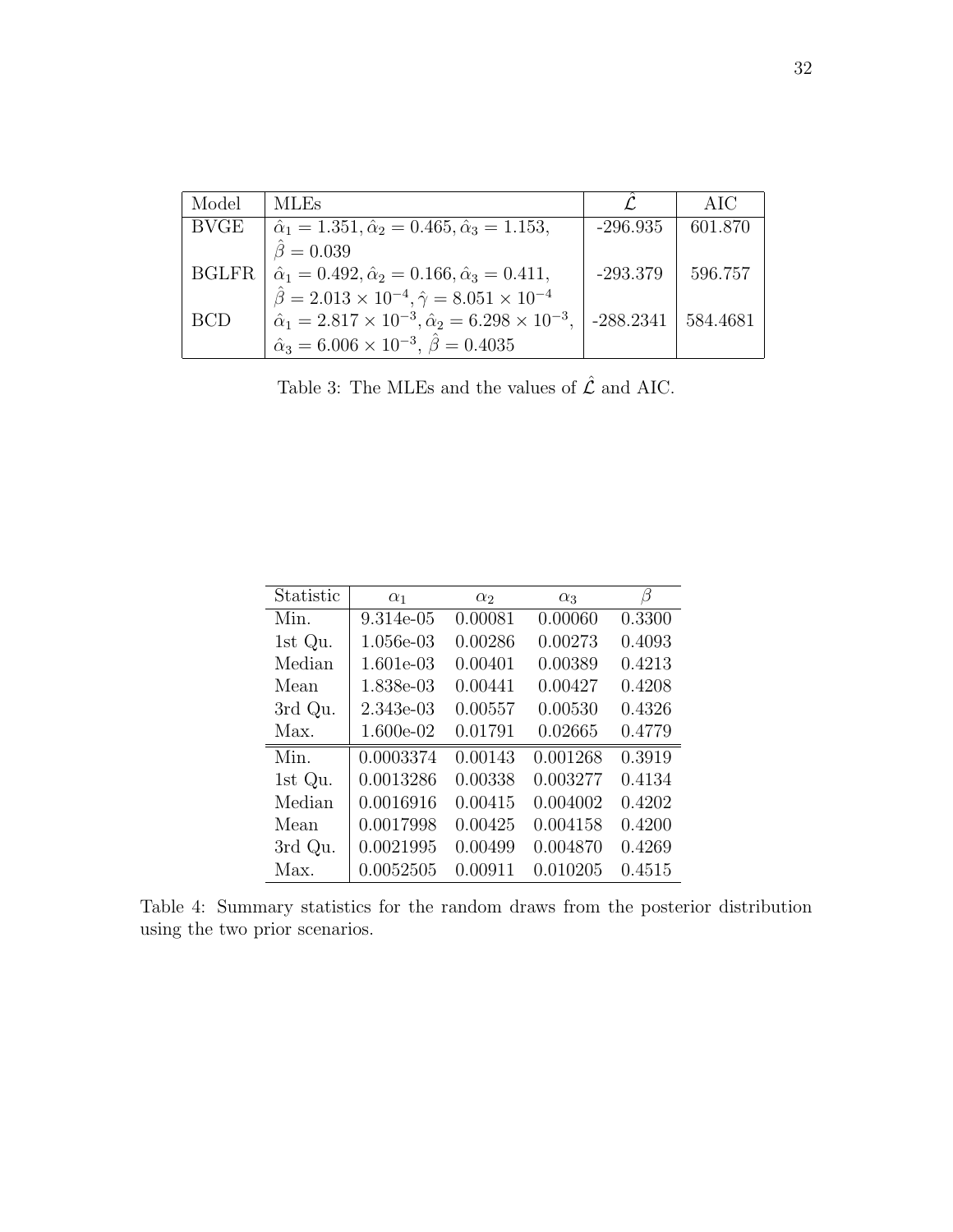| Model | MLEs | $\hat{\mathcal{L}}$ | AIC |
|---|---|---|---|
| BVGE | $\hat{\alpha}_1 = 1.351, \hat{\alpha}_2 = 0.465, \hat{\alpha}_3 = 1.153,$ $\hat{\beta} = 0.039$ | -296.935 | 601.870 |
| BGLFR | $\hat{\alpha}_1 = 0.492, \hat{\alpha}_2 = 0.166, \hat{\alpha}_3 = 0.411,$ $\hat{\beta} = 2.013 \times 10^{-4}, \hat{\gamma} = 8.051 \times 10^{-4}$ | -293.379 | 596.757 |
| BCD | $\hat{\alpha}_1 = 2.817 \times 10^{-3}, \hat{\alpha}_2 = 6.298 \times 10^{-3},$ $\hat{\alpha}_3 = 6.006 \times 10^{-3}$, $\hat{\beta} = 0.4035$ | -288.2341 | 584.4681 |

Table 3: The MLEs and the values of $\hat{\mathcal{L}}$ and AIC.

| Statistic | $\alpha_1$ | $\alpha_2$ | $\alpha_3$ | $\beta$ |
|---|---|---|---|---|
| Min. | 9.314e-05 | 0.00081 | 0.00060 | 0.3300 |
| 1st Qu. | 1.056e-03 | 0.00286 | 0.00273 | 0.4093 |
| Median | 1.601e-03 | 0.00401 | 0.00389 | 0.4213 |
| Mean | 1.838e-03 | 0.00441 | 0.00427 | 0.4208 |
| 3rd Qu. | 2.343e-03 | 0.00557 | 0.00530 | 0.4326 |
| Max. | 1.600e-02 | 0.01791 | 0.02665 | 0.4779 |
| Min. | 0.0003374 | 0.00143 | 0.001268 | 0.3919 |
| 1st Qu. | 0.0013286 | 0.00338 | 0.003277 | 0.4134 |
| Median | 0.0016916 | 0.00415 | 0.004002 | 0.4202 |
| Mean | 0.0017998 | 0.00425 | 0.004158 | 0.4200 |
| 3rd Qu. | 0.0021995 | 0.00499 | 0.004870 | 0.4269 |
| Max. | 0.0052505 | 0.00911 | 0.010205 | 0.4515 |

Table 4: Summary statistics for the random draws from the posterior distribution using the two prior scenarios.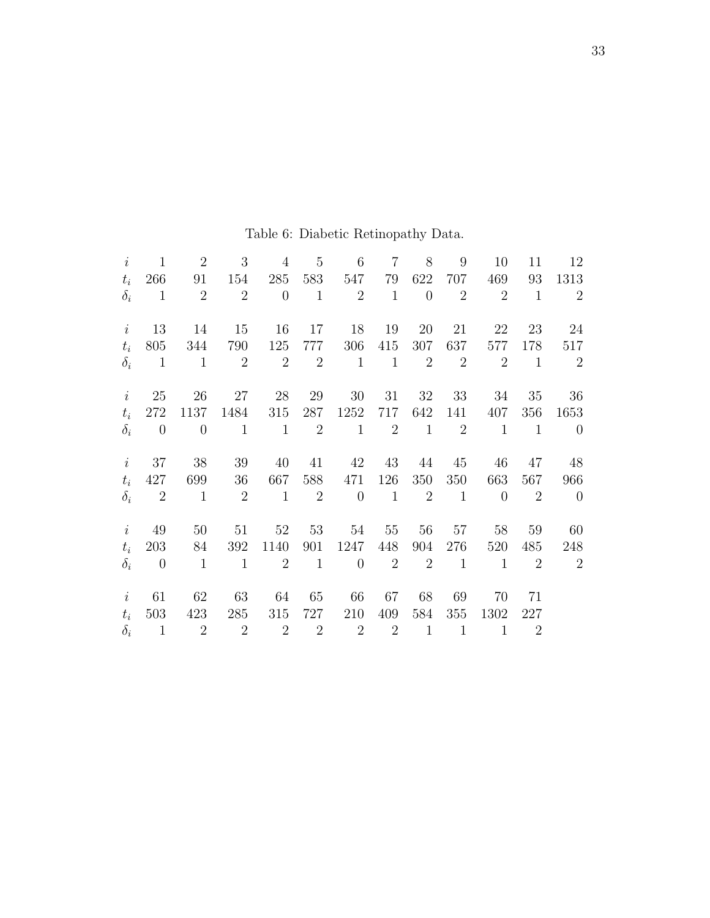Table 6: Diabetic Retinopathy Data.

| | | | | | | | | | | | | |
|---|---|---|---|---|---|---|---|---|---|---|---|---|
| $i$ | 1 | 2 | 3 | 4 | 5 | 6 | 7 | 8 | 9 | 10 | 11 | 12 |
| $t_i$ | 266 | 91 | 154 | 285 | 583 | 547 | 79 | 622 | 707 | 469 | 93 | 1313 |
| $\delta_i$ | 1 | 2 | 2 | 0 | 1 | 2 | 1 | 0 | 2 | 2 | 1 | 2 |
| $i$ | 13 | 14 | 15 | 16 | 17 | 18 | 19 | 20 | 21 | 22 | 23 | 24 |
| $t_i$ | 805 | 344 | 790 | 125 | 777 | 306 | 415 | 307 | 637 | 577 | 178 | 517 |
| $\delta_i$ | 1 | 1 | 2 | 2 | 2 | 1 | 1 | 2 | 2 | 2 | 1 | 2 |
| $i$ | 25 | 26 | 27 | 28 | 29 | 30 | 31 | 32 | 33 | 34 | 35 | 36 |
| $t_i$ | 272 | 1137 | 1484 | 315 | 287 | 1252 | 717 | 642 | 141 | 407 | 356 | 1653 |
| $\delta_i$ | 0 | 0 | 1 | 1 | 2 | 1 | 2 | 1 | 2 | 1 | 1 | 0 |
| $i$ | 37 | 38 | 39 | 40 | 41 | 42 | 43 | 44 | 45 | 46 | 47 | 48 |
| $t_i$ | 427 | 699 | 36 | 667 | 588 | 471 | 126 | 350 | 350 | 663 | 567 | 966 |
| $\delta_i$ | 2 | 1 | 2 | 1 | 2 | 0 | 1 | 2 | 1 | 0 | 2 | 0 |
| $i$ | 49 | 50 | 51 | 52 | 53 | 54 | 55 | 56 | 57 | 58 | 59 | 60 |
| $t_i$ | 203 | 84 | 392 | 1140 | 901 | 1247 | 448 | 904 | 276 | 520 | 485 | 248 |
| $\delta_i$ | 0 | 1 | 1 | 2 | 1 | 0 | 2 | 2 | 1 | 1 | 2 | 2 |
| $i$ | 61 | 62 | 63 | 64 | 65 | 66 | 67 | 68 | 69 | 70 | 71 | |
| $t_i$ | 503 | 423 | 285 | 315 | 727 | 210 | 409 | 584 | 355 | 1302 | 227 | |
| $\delta_i$ | 1 | 2 | 2 | 2 | 2 | 2 | 2 | 1 | 1 | 1 | 2 | |